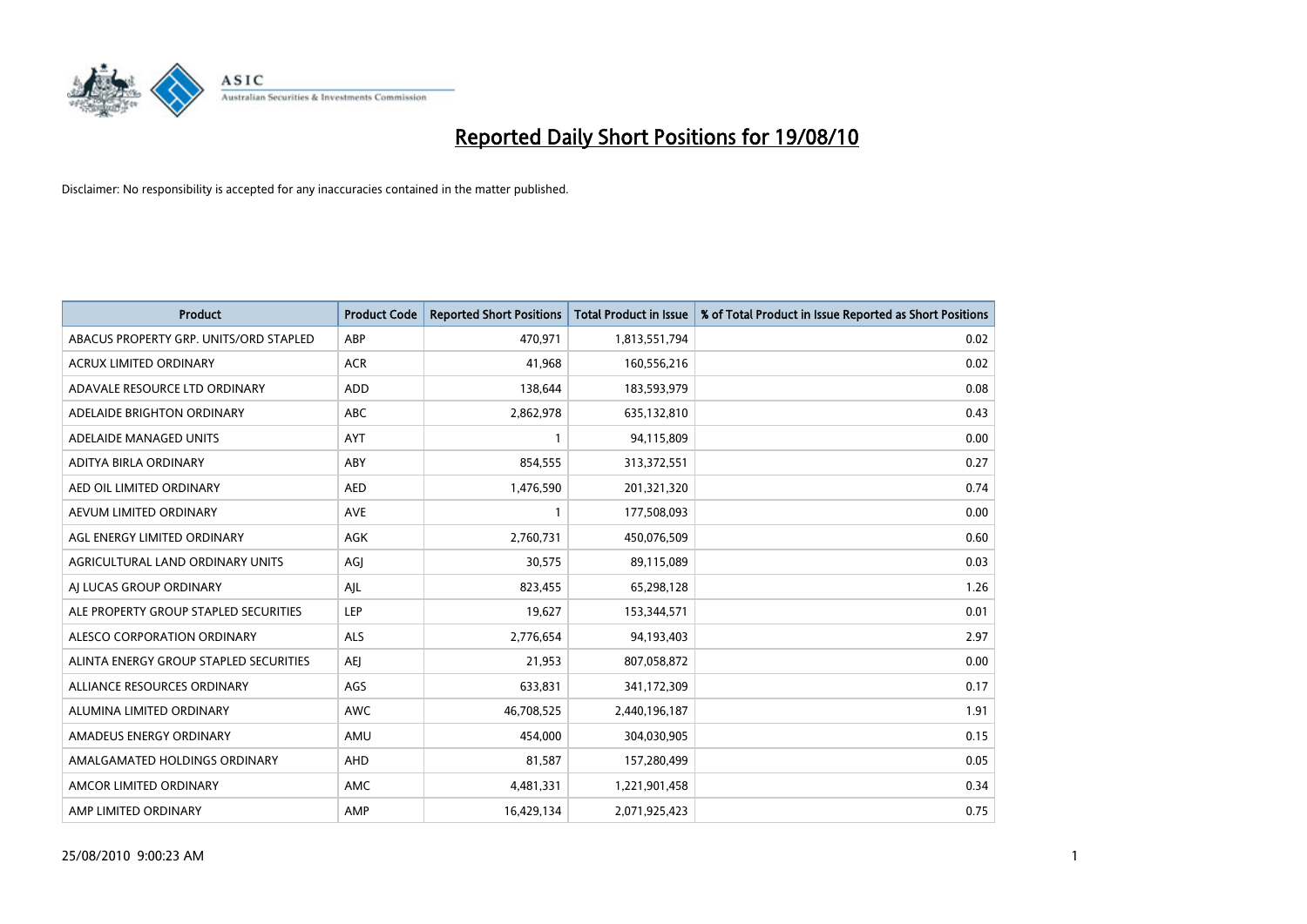# Reported Daily Short Positions for 19/08/10

Disclaimer: No responsibility is accepted for any inaccuracies contained in the matter published.

| Product | Product Code | Reported Short Positions | Total Product in Issue | % of Total Product in Issue Reported as Short Positions |
|---|---|---|---|---|
| ABACUS PROPERTY GRP. UNITS/ORD STAPLED | ABP | 470,971 | 1,813,551,794 | 0.02 |
| ACRUX LIMITED ORDINARY | ACR | 41,968 | 160,556,216 | 0.02 |
| ADAVALE RESOURCE LTD ORDINARY | ADD | 138,644 | 183,593,979 | 0.08 |
| ADELAIDE BRIGHTON ORDINARY | ABC | 2,862,978 | 635,132,810 | 0.43 |
| ADELAIDE MANAGED UNITS | AYT | 1 | 94,115,809 | 0.00 |
| ADITYA BIRLA ORDINARY | ABY | 854,555 | 313,372,551 | 0.27 |
| AED OIL LIMITED ORDINARY | AED | 1,476,590 | 201,321,320 | 0.74 |
| AEVUM LIMITED ORDINARY | AVE | 1 | 177,508,093 | 0.00 |
| AGL ENERGY LIMITED ORDINARY | AGK | 2,760,731 | 450,076,509 | 0.60 |
| AGRICULTURAL LAND ORDINARY UNITS | AGJ | 30,575 | 89,115,089 | 0.03 |
| AJ LUCAS GROUP ORDINARY | AJL | 823,455 | 65,298,128 | 1.26 |
| ALE PROPERTY GROUP STAPLED SECURITIES | LEP | 19,627 | 153,344,571 | 0.01 |
| ALESCO CORPORATION ORDINARY | ALS | 2,776,654 | 94,193,403 | 2.97 |
| ALINTA ENERGY GROUP STAPLED SECURITIES | AEJ | 21,953 | 807,058,872 | 0.00 |
| ALLIANCE RESOURCES ORDINARY | AGS | 633,831 | 341,172,309 | 0.17 |
| ALUMINA LIMITED ORDINARY | AWC | 46,708,525 | 2,440,196,187 | 1.91 |
| AMADEUS ENERGY ORDINARY | AMU | 454,000 | 304,030,905 | 0.15 |
| AMALGAMATED HOLDINGS ORDINARY | AHD | 81,587 | 157,280,499 | 0.05 |
| AMCOR LIMITED ORDINARY | AMC | 4,481,331 | 1,221,901,458 | 0.34 |
| AMP LIMITED ORDINARY | AMP | 16,429,134 | 2,071,925,423 | 0.75 |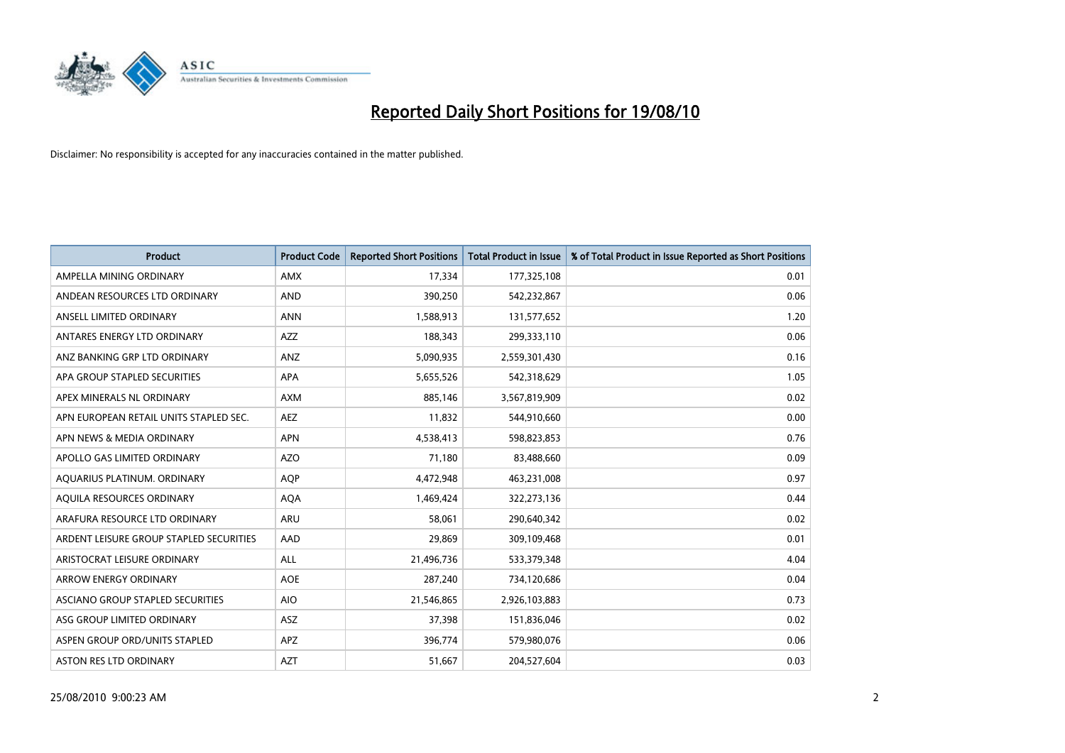# Reported Daily Short Positions for 19/08/10

Disclaimer: No responsibility is accepted for any inaccuracies contained in the matter published.

| Product | Product Code | Reported Short Positions | Total Product in Issue | % of Total Product in Issue Reported as Short Positions |
|---|---|---|---|---|
| AMPELLA MINING ORDINARY | AMX | 17,334 | 177,325,108 | 0.01 |
| ANDEAN RESOURCES LTD ORDINARY | AND | 390,250 | 542,232,867 | 0.06 |
| ANSELL LIMITED ORDINARY | ANN | 1,588,913 | 131,577,652 | 1.20 |
| ANTARES ENERGY LTD ORDINARY | AZZ | 188,343 | 299,333,110 | 0.06 |
| ANZ BANKING GRP LTD ORDINARY | ANZ | 5,090,935 | 2,559,301,430 | 0.16 |
| APA GROUP STAPLED SECURITIES | APA | 5,655,526 | 542,318,629 | 1.05 |
| APEX MINERALS NL ORDINARY | AXM | 885,146 | 3,567,819,909 | 0.02 |
| APN EUROPEAN RETAIL UNITS STAPLED SEC. | AEZ | 11,832 | 544,910,660 | 0.00 |
| APN NEWS & MEDIA ORDINARY | APN | 4,538,413 | 598,823,853 | 0.76 |
| APOLLO GAS LIMITED ORDINARY | AZO | 71,180 | 83,488,660 | 0.09 |
| AQUARIUS PLATINUM. ORDINARY | AQP | 4,472,948 | 463,231,008 | 0.97 |
| AQUILA RESOURCES ORDINARY | AQA | 1,469,424 | 322,273,136 | 0.44 |
| ARAFURA RESOURCE LTD ORDINARY | ARU | 58,061 | 290,640,342 | 0.02 |
| ARDENT LEISURE GROUP STAPLED SECURITIES | AAD | 29,869 | 309,109,468 | 0.01 |
| ARISTOCRAT LEISURE ORDINARY | ALL | 21,496,736 | 533,379,348 | 4.04 |
| ARROW ENERGY ORDINARY | AOE | 287,240 | 734,120,686 | 0.04 |
| ASCIANO GROUP STAPLED SECURITIES | AIO | 21,546,865 | 2,926,103,883 | 0.73 |
| ASG GROUP LIMITED ORDINARY | ASZ | 37,398 | 151,836,046 | 0.02 |
| ASPEN GROUP ORD/UNITS STAPLED | APZ | 396,774 | 579,980,076 | 0.06 |
| ASTON RES LTD ORDINARY | AZT | 51,667 | 204,527,604 | 0.03 |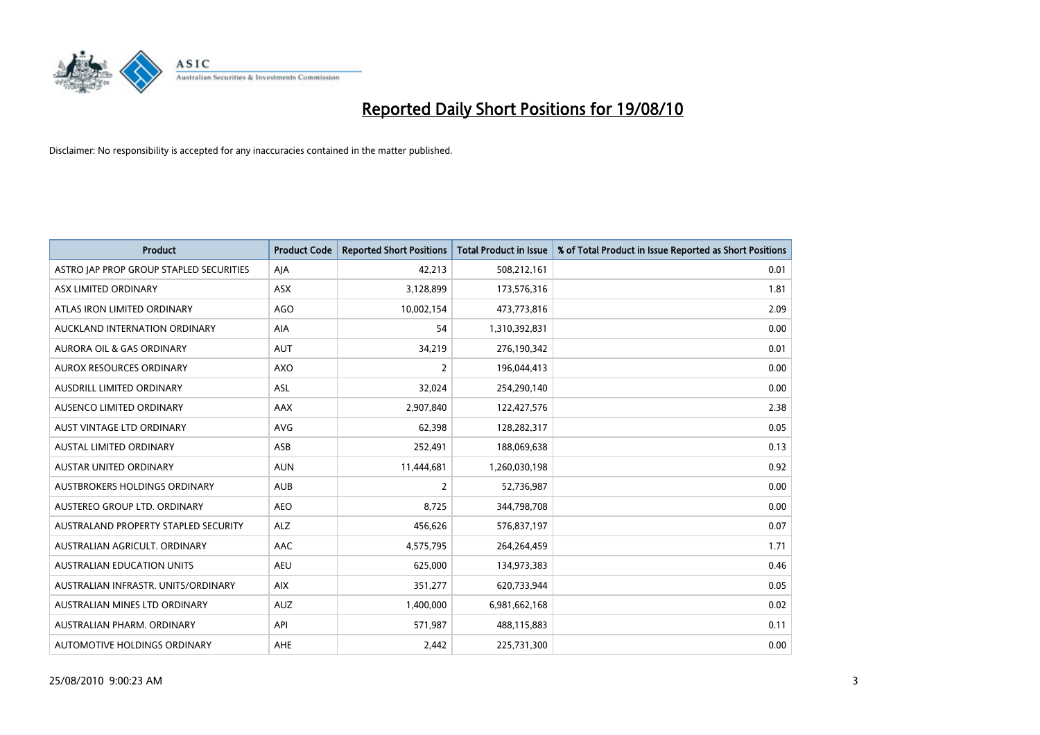# Reported Daily Short Positions for 19/08/10

Disclaimer: No responsibility is accepted for any inaccuracies contained in the matter published.

| Product | Product Code | Reported Short Positions | Total Product in Issue | % of Total Product in Issue Reported as Short Positions |
|---|---|---|---|---|
| ASTRO JAP PROP GROUP STAPLED SECURITIES | AJA | 42,213 | 508,212,161 | 0.01 |
| ASX LIMITED ORDINARY | ASX | 3,128,899 | 173,576,316 | 1.81 |
| ATLAS IRON LIMITED ORDINARY | AGO | 10,002,154 | 473,773,816 | 2.09 |
| AUCKLAND INTERNATION ORDINARY | AIA | 54 | 1,310,392,831 | 0.00 |
| AURORA OIL & GAS ORDINARY | AUT | 34,219 | 276,190,342 | 0.01 |
| AUROX RESOURCES ORDINARY | AXO | 2 | 196,044,413 | 0.00 |
| AUSDRILL LIMITED ORDINARY | ASL | 32,024 | 254,290,140 | 0.00 |
| AUSENCO LIMITED ORDINARY | AAX | 2,907,840 | 122,427,576 | 2.38 |
| AUST VINTAGE LTD ORDINARY | AVG | 62,398 | 128,282,317 | 0.05 |
| AUSTAL LIMITED ORDINARY | ASB | 252,491 | 188,069,638 | 0.13 |
| AUSTAR UNITED ORDINARY | AUN | 11,444,681 | 1,260,030,198 | 0.92 |
| AUSTBROKERS HOLDINGS ORDINARY | AUB | 2 | 52,736,987 | 0.00 |
| AUSTEREO GROUP LTD. ORDINARY | AEO | 8,725 | 344,798,708 | 0.00 |
| AUSTRALAND PROPERTY STAPLED SECURITY | ALZ | 456,626 | 576,837,197 | 0.07 |
| AUSTRALIAN AGRICULT. ORDINARY | AAC | 4,575,795 | 264,264,459 | 1.71 |
| AUSTRALIAN EDUCATION UNITS | AEU | 625,000 | 134,973,383 | 0.46 |
| AUSTRALIAN INFRASTR. UNITS/ORDINARY | AIX | 351,277 | 620,733,944 | 0.05 |
| AUSTRALIAN MINES LTD ORDINARY | AUZ | 1,400,000 | 6,981,662,168 | 0.02 |
| AUSTRALIAN PHARM. ORDINARY | API | 571,987 | 488,115,883 | 0.11 |
| AUTOMOTIVE HOLDINGS ORDINARY | AHE | 2,442 | 225,731,300 | 0.00 |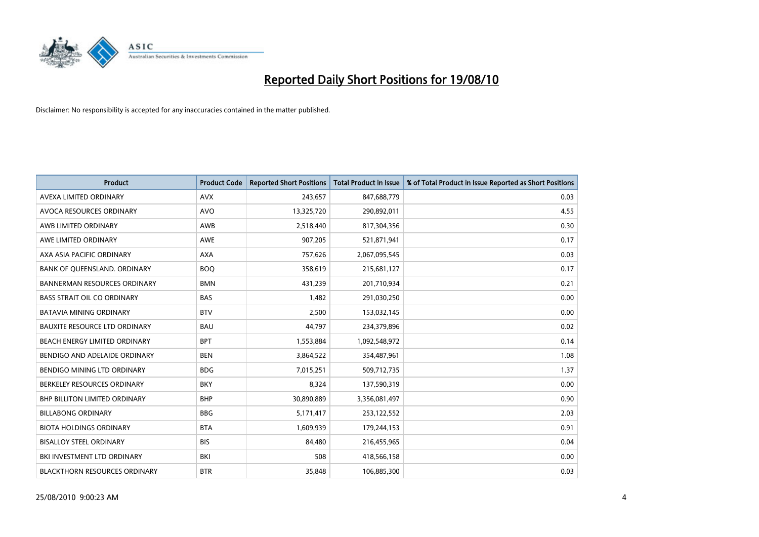# Reported Daily Short Positions for 19/08/10

Disclaimer: No responsibility is accepted for any inaccuracies contained in the matter published.

| Product | Product Code | Reported Short Positions | Total Product in Issue | % of Total Product in Issue Reported as Short Positions |
|---|---|---|---|---|
| AVEXA LIMITED ORDINARY | AVX | 243,657 | 847,688,779 | 0.03 |
| AVOCA RESOURCES ORDINARY | AVO | 13,325,720 | 290,892,011 | 4.55 |
| AWB LIMITED ORDINARY | AWB | 2,518,440 | 817,304,356 | 0.30 |
| AWE LIMITED ORDINARY | AWE | 907,205 | 521,871,941 | 0.17 |
| AXA ASIA PACIFIC ORDINARY | AXA | 757,626 | 2,067,095,545 | 0.03 |
| BANK OF QUEENSLAND. ORDINARY | BOQ | 358,619 | 215,681,127 | 0.17 |
| BANNERMAN RESOURCES ORDINARY | BMN | 431,239 | 201,710,934 | 0.21 |
| BASS STRAIT OIL CO ORDINARY | BAS | 1,482 | 291,030,250 | 0.00 |
| BATAVIA MINING ORDINARY | BTV | 2,500 | 153,032,145 | 0.00 |
| BAUXITE RESOURCE LTD ORDINARY | BAU | 44,797 | 234,379,896 | 0.02 |
| BEACH ENERGY LIMITED ORDINARY | BPT | 1,553,884 | 1,092,548,972 | 0.14 |
| BENDIGO AND ADELAIDE ORDINARY | BEN | 3,864,522 | 354,487,961 | 1.08 |
| BENDIGO MINING LTD ORDINARY | BDG | 7,015,251 | 509,712,735 | 1.37 |
| BERKELEY RESOURCES ORDINARY | BKY | 8,324 | 137,590,319 | 0.00 |
| BHP BILLITON LIMITED ORDINARY | BHP | 30,890,889 | 3,356,081,497 | 0.90 |
| BILLABONG ORDINARY | BBG | 5,171,417 | 253,122,552 | 2.03 |
| BIOTA HOLDINGS ORDINARY | BTA | 1,609,939 | 179,244,153 | 0.91 |
| BISALLOY STEEL ORDINARY | BIS | 84,480 | 216,455,965 | 0.04 |
| BKI INVESTMENT LTD ORDINARY | BKI | 508 | 418,566,158 | 0.00 |
| BLACKTHORN RESOURCES ORDINARY | BTR | 35,848 | 106,885,300 | 0.03 |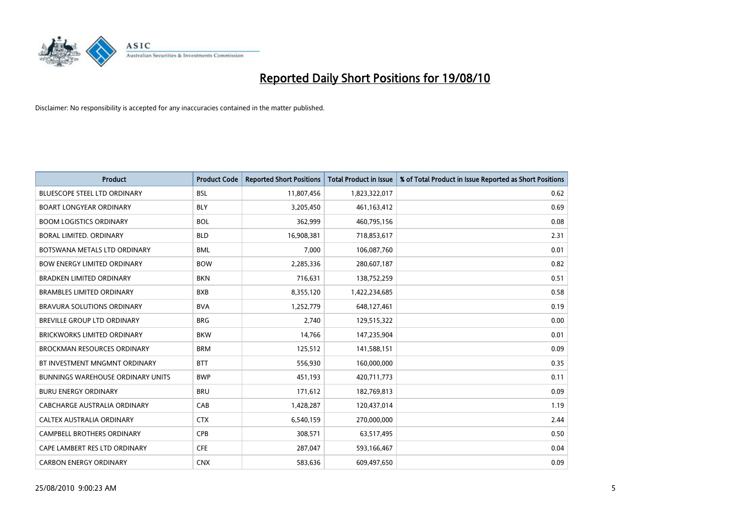# Reported Daily Short Positions for 19/08/10

Disclaimer: No responsibility is accepted for any inaccuracies contained in the matter published.

| Product | Product Code | Reported Short Positions | Total Product in Issue | % of Total Product in Issue Reported as Short Positions |
|---|---|---|---|---|
| BLUESCOPE STEEL LTD ORDINARY | BSL | 11,807,456 | 1,823,322,017 | 0.62 |
| BOART LONGYEAR ORDINARY | BLY | 3,205,450 | 461,163,412 | 0.69 |
| BOOM LOGISTICS ORDINARY | BOL | 362,999 | 460,795,156 | 0.08 |
| BORAL LIMITED. ORDINARY | BLD | 16,908,381 | 718,853,617 | 2.31 |
| BOTSWANA METALS LTD ORDINARY | BML | 7,000 | 106,087,760 | 0.01 |
| BOW ENERGY LIMITED ORDINARY | BOW | 2,285,336 | 280,607,187 | 0.82 |
| BRADKEN LIMITED ORDINARY | BKN | 716,631 | 138,752,259 | 0.51 |
| BRAMBLES LIMITED ORDINARY | BXB | 8,355,120 | 1,422,234,685 | 0.58 |
| BRAVURA SOLUTIONS ORDINARY | BVA | 1,252,779 | 648,127,461 | 0.19 |
| BREVILLE GROUP LTD ORDINARY | BRG | 2,740 | 129,515,322 | 0.00 |
| BRICKWORKS LIMITED ORDINARY | BKW | 14,766 | 147,235,904 | 0.01 |
| BROCKMAN RESOURCES ORDINARY | BRM | 125,512 | 141,588,151 | 0.09 |
| BT INVESTMENT MNGMNT ORDINARY | BTT | 556,930 | 160,000,000 | 0.35 |
| BUNNINGS WAREHOUSE ORDINARY UNITS | BWP | 451,193 | 420,711,773 | 0.11 |
| BURU ENERGY ORDINARY | BRU | 171,612 | 182,769,813 | 0.09 |
| CABCHARGE AUSTRALIA ORDINARY | CAB | 1,428,287 | 120,437,014 | 1.19 |
| CALTEX AUSTRALIA ORDINARY | CTX | 6,540,159 | 270,000,000 | 2.44 |
| CAMPBELL BROTHERS ORDINARY | CPB | 308,571 | 63,517,495 | 0.50 |
| CAPE LAMBERT RES LTD ORDINARY | CFE | 287,047 | 593,166,467 | 0.04 |
| CARBON ENERGY ORDINARY | CNX | 583,636 | 609,497,650 | 0.09 |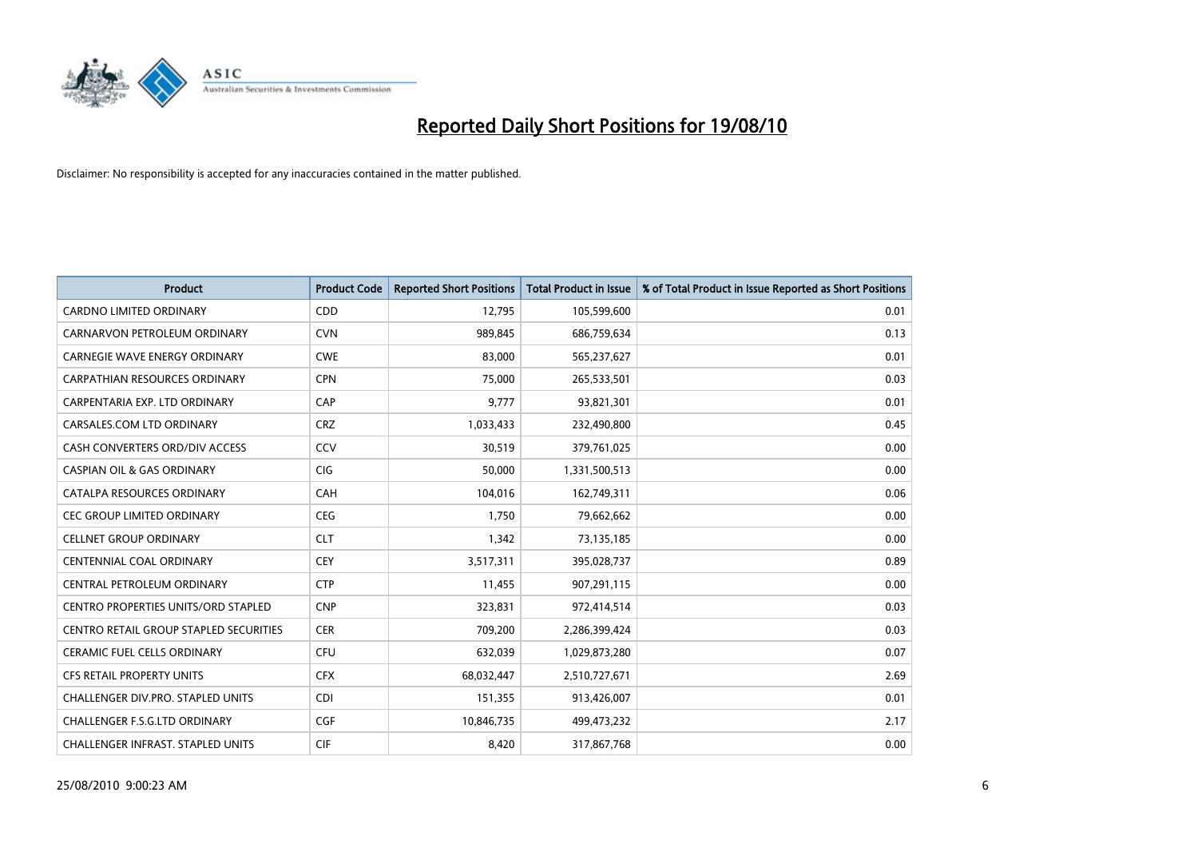# Reported Daily Short Positions for 19/08/10

Disclaimer: No responsibility is accepted for any inaccuracies contained in the matter published.

| Product | Product Code | Reported Short Positions | Total Product in Issue | % of Total Product in Issue Reported as Short Positions |
|---|---|---|---|---|
| CARDNO LIMITED ORDINARY | CDD | 12,795 | 105,599,600 | 0.01 |
| CARNARVON PETROLEUM ORDINARY | CVN | 989,845 | 686,759,634 | 0.13 |
| CARNEGIE WAVE ENERGY ORDINARY | CWE | 83,000 | 565,237,627 | 0.01 |
| CARPATHIAN RESOURCES ORDINARY | CPN | 75,000 | 265,533,501 | 0.03 |
| CARPENTARIA EXP. LTD ORDINARY | CAP | 9,777 | 93,821,301 | 0.01 |
| CARSALES.COM LTD ORDINARY | CRZ | 1,033,433 | 232,490,800 | 0.45 |
| CASH CONVERTERS ORD/DIV ACCESS | CCV | 30,519 | 379,761,025 | 0.00 |
| CASPIAN OIL & GAS ORDINARY | CIG | 50,000 | 1,331,500,513 | 0.00 |
| CATALPA RESOURCES ORDINARY | CAH | 104,016 | 162,749,311 | 0.06 |
| CEC GROUP LIMITED ORDINARY | CEG | 1,750 | 79,662,662 | 0.00 |
| CELLNET GROUP ORDINARY | CLT | 1,342 | 73,135,185 | 0.00 |
| CENTENNIAL COAL ORDINARY | CEY | 3,517,311 | 395,028,737 | 0.89 |
| CENTRAL PETROLEUM ORDINARY | CTP | 11,455 | 907,291,115 | 0.00 |
| CENTRO PROPERTIES UNITS/ORD STAPLED | CNP | 323,831 | 972,414,514 | 0.03 |
| CENTRO RETAIL GROUP STAPLED SECURITIES | CER | 709,200 | 2,286,399,424 | 0.03 |
| CERAMIC FUEL CELLS ORDINARY | CFU | 632,039 | 1,029,873,280 | 0.07 |
| CFS RETAIL PROPERTY UNITS | CFX | 68,032,447 | 2,510,727,671 | 2.69 |
| CHALLENGER DIV.PRO. STAPLED UNITS | CDI | 151,355 | 913,426,007 | 0.01 |
| CHALLENGER F.S.G.LTD ORDINARY | CGF | 10,846,735 | 499,473,232 | 2.17 |
| CHALLENGER INFRAST. STAPLED UNITS | CIF | 8,420 | 317,867,768 | 0.00 |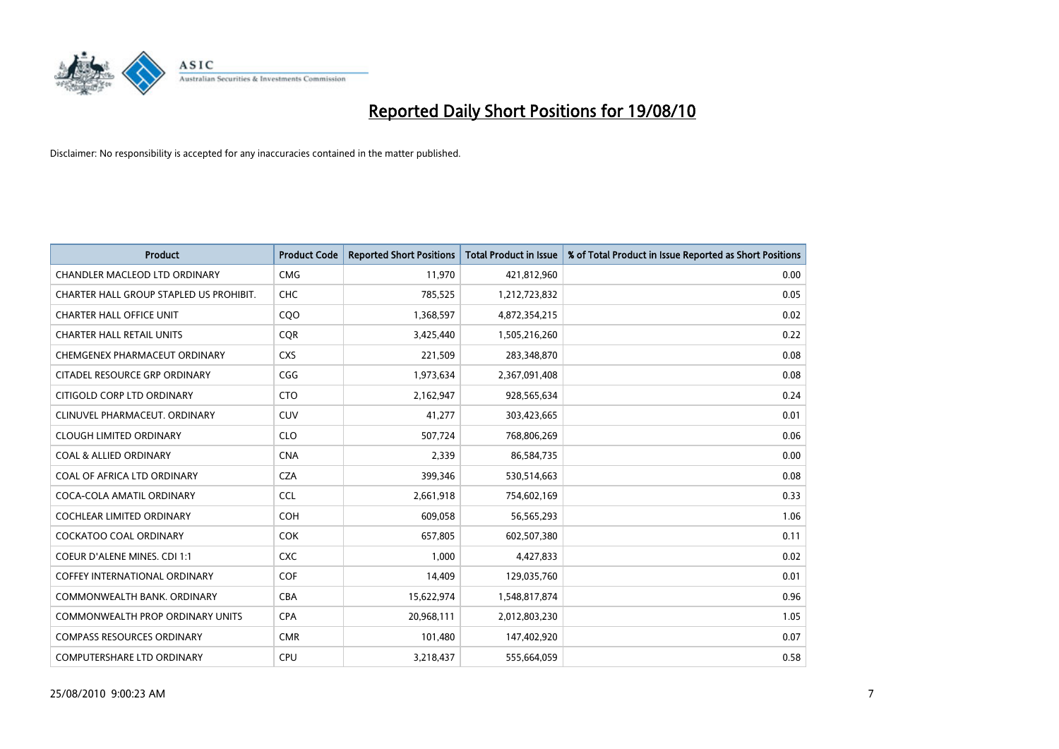# Reported Daily Short Positions for 19/08/10

Disclaimer: No responsibility is accepted for any inaccuracies contained in the matter published.

| Product | Product Code | Reported Short Positions | Total Product in Issue | % of Total Product in Issue Reported as Short Positions |
|---|---|---|---|---|
| CHANDLER MACLEOD LTD ORDINARY | CMG | 11,970 | 421,812,960 | 0.00 |
| CHARTER HALL GROUP STAPLED US PROHIBIT. | CHC | 785,525 | 1,212,723,832 | 0.05 |
| CHARTER HALL OFFICE UNIT | CQO | 1,368,597 | 4,872,354,215 | 0.02 |
| CHARTER HALL RETAIL UNITS | CQR | 3,425,440 | 1,505,216,260 | 0.22 |
| CHEMGENEX PHARMACEUT ORDINARY | CXS | 221,509 | 283,348,870 | 0.08 |
| CITADEL RESOURCE GRP ORDINARY | CGG | 1,973,634 | 2,367,091,408 | 0.08 |
| CITIGOLD CORP LTD ORDINARY | CTO | 2,162,947 | 928,565,634 | 0.24 |
| CLINUVEL PHARMACEUT. ORDINARY | CUV | 41,277 | 303,423,665 | 0.01 |
| CLOUGH LIMITED ORDINARY | CLO | 507,724 | 768,806,269 | 0.06 |
| COAL & ALLIED ORDINARY | CNA | 2,339 | 86,584,735 | 0.00 |
| COAL OF AFRICA LTD ORDINARY | CZA | 399,346 | 530,514,663 | 0.08 |
| COCA-COLA AMATIL ORDINARY | CCL | 2,661,918 | 754,602,169 | 0.33 |
| COCHLEAR LIMITED ORDINARY | COH | 609,058 | 56,565,293 | 1.06 |
| COCKATOO COAL ORDINARY | COK | 657,805 | 602,507,380 | 0.11 |
| COEUR D'ALENE MINES. CDI 1:1 | CXC | 1,000 | 4,427,833 | 0.02 |
| COFFEY INTERNATIONAL ORDINARY | COF | 14,409 | 129,035,760 | 0.01 |
| COMMONWEALTH BANK. ORDINARY | CBA | 15,622,974 | 1,548,817,874 | 0.96 |
| COMMONWEALTH PROP ORDINARY UNITS | CPA | 20,968,111 | 2,012,803,230 | 1.05 |
| COMPASS RESOURCES ORDINARY | CMR | 101,480 | 147,402,920 | 0.07 |
| COMPUTERSHARE LTD ORDINARY | CPU | 3,218,437 | 555,664,059 | 0.58 |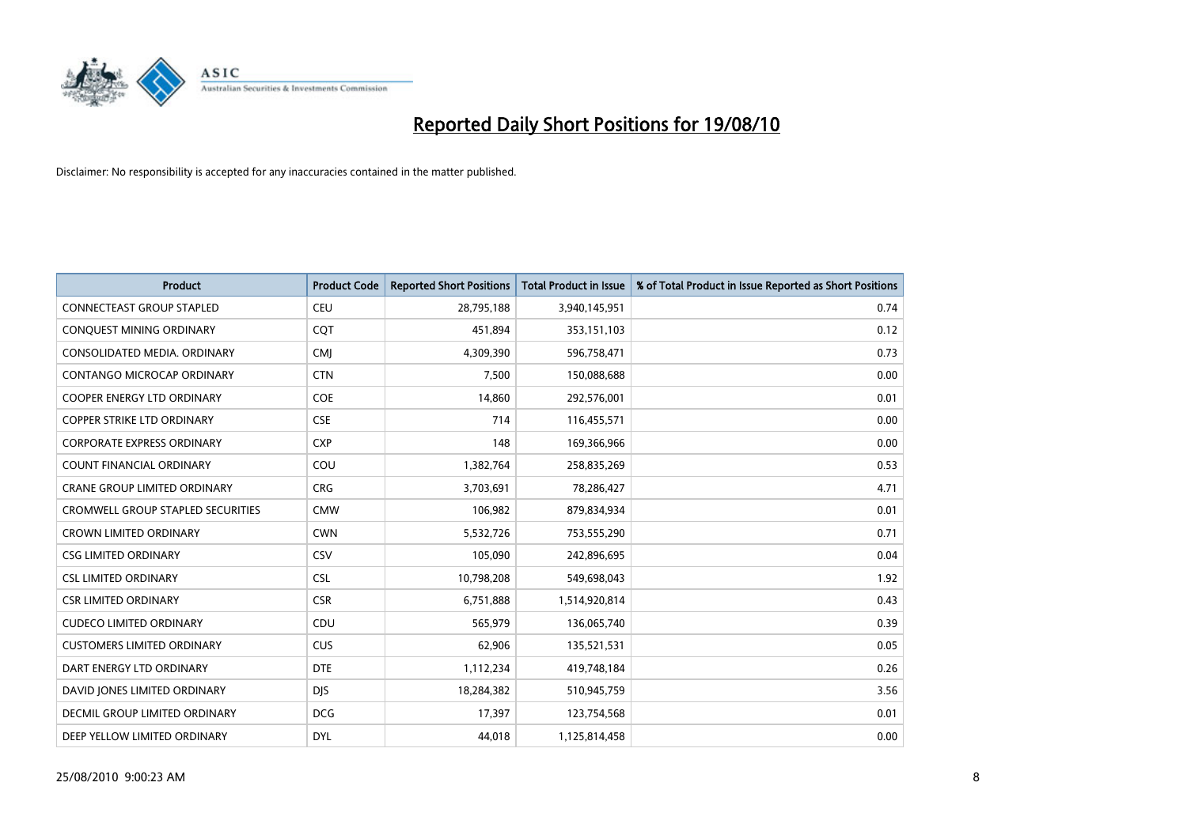# Reported Daily Short Positions for 19/08/10

Disclaimer: No responsibility is accepted for any inaccuracies contained in the matter published.

| Product | Product Code | Reported Short Positions | Total Product in Issue | % of Total Product in Issue Reported as Short Positions |
|---|---|---|---|---|
| CONNECTEAST GROUP STAPLED | CEU | 28,795,188 | 3,940,145,951 | 0.74 |
| CONQUEST MINING ORDINARY | CQT | 451,894 | 353,151,103 | 0.12 |
| CONSOLIDATED MEDIA. ORDINARY | CMJ | 4,309,390 | 596,758,471 | 0.73 |
| CONTANGO MICROCAP ORDINARY | CTN | 7,500 | 150,088,688 | 0.00 |
| COOPER ENERGY LTD ORDINARY | COE | 14,860 | 292,576,001 | 0.01 |
| COPPER STRIKE LTD ORDINARY | CSE | 714 | 116,455,571 | 0.00 |
| CORPORATE EXPRESS ORDINARY | CXP | 148 | 169,366,966 | 0.00 |
| COUNT FINANCIAL ORDINARY | COU | 1,382,764 | 258,835,269 | 0.53 |
| CRANE GROUP LIMITED ORDINARY | CRG | 3,703,691 | 78,286,427 | 4.71 |
| CROMWELL GROUP STAPLED SECURITIES | CMW | 106,982 | 879,834,934 | 0.01 |
| CROWN LIMITED ORDINARY | CWN | 5,532,726 | 753,555,290 | 0.71 |
| CSG LIMITED ORDINARY | CSV | 105,090 | 242,896,695 | 0.04 |
| CSL LIMITED ORDINARY | CSL | 10,798,208 | 549,698,043 | 1.92 |
| CSR LIMITED ORDINARY | CSR | 6,751,888 | 1,514,920,814 | 0.43 |
| CUDECO LIMITED ORDINARY | CDU | 565,979 | 136,065,740 | 0.39 |
| CUSTOMERS LIMITED ORDINARY | CUS | 62,906 | 135,521,531 | 0.05 |
| DART ENERGY LTD ORDINARY | DTE | 1,112,234 | 419,748,184 | 0.26 |
| DAVID JONES LIMITED ORDINARY | DJS | 18,284,382 | 510,945,759 | 3.56 |
| DECMIL GROUP LIMITED ORDINARY | DCG | 17,397 | 123,754,568 | 0.01 |
| DEEP YELLOW LIMITED ORDINARY | DYL | 44,018 | 1,125,814,458 | 0.00 |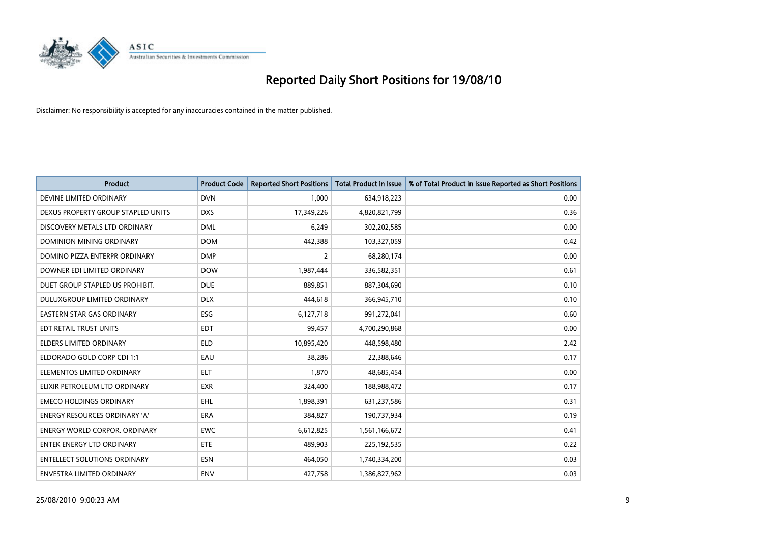# Reported Daily Short Positions for 19/08/10

Disclaimer: No responsibility is accepted for any inaccuracies contained in the matter published.

| Product | Product Code | Reported Short Positions | Total Product in Issue | % of Total Product in Issue Reported as Short Positions |
|---|---|---|---|---|
| DEVINE LIMITED ORDINARY | DVN | 1,000 | 634,918,223 | 0.00 |
| DEXUS PROPERTY GROUP STAPLED UNITS | DXS | 17,349,226 | 4,820,821,799 | 0.36 |
| DISCOVERY METALS LTD ORDINARY | DML | 6,249 | 302,202,585 | 0.00 |
| DOMINION MINING ORDINARY | DOM | 442,388 | 103,327,059 | 0.42 |
| DOMINO PIZZA ENTERPR ORDINARY | DMP | 2 | 68,280,174 | 0.00 |
| DOWNER EDI LIMITED ORDINARY | DOW | 1,987,444 | 336,582,351 | 0.61 |
| DUET GROUP STAPLED US PROHIBIT. | DUE | 889,851 | 887,304,690 | 0.10 |
| DULUXGROUP LIMITED ORDINARY | DLX | 444,618 | 366,945,710 | 0.10 |
| EASTERN STAR GAS ORDINARY | ESG | 6,127,718 | 991,272,041 | 0.60 |
| EDT RETAIL TRUST UNITS | EDT | 99,457 | 4,700,290,868 | 0.00 |
| ELDERS LIMITED ORDINARY | ELD | 10,895,420 | 448,598,480 | 2.42 |
| ELDORADO GOLD CORP CDI 1:1 | EAU | 38,286 | 22,388,646 | 0.17 |
| ELEMENTOS LIMITED ORDINARY | ELT | 1,870 | 48,685,454 | 0.00 |
| ELIXIR PETROLEUM LTD ORDINARY | EXR | 324,400 | 188,988,472 | 0.17 |
| EMECO HOLDINGS ORDINARY | EHL | 1,898,391 | 631,237,586 | 0.31 |
| ENERGY RESOURCES ORDINARY 'A' | ERA | 384,827 | 190,737,934 | 0.19 |
| ENERGY WORLD CORPOR. ORDINARY | EWC | 6,612,825 | 1,561,166,672 | 0.41 |
| ENTEK ENERGY LTD ORDINARY | ETE | 489,903 | 225,192,535 | 0.22 |
| ENTELLECT SOLUTIONS ORDINARY | ESN | 464,050 | 1,740,334,200 | 0.03 |
| ENVESTRA LIMITED ORDINARY | ENV | 427,758 | 1,386,827,962 | 0.03 |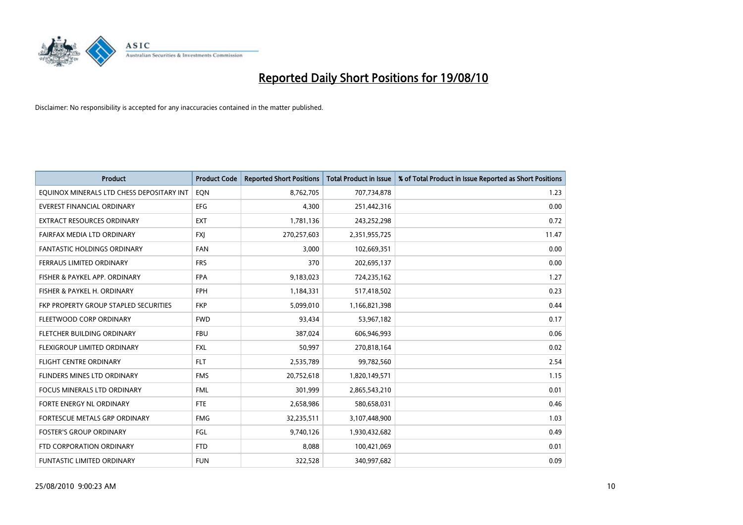# Reported Daily Short Positions for 19/08/10

Disclaimer: No responsibility is accepted for any inaccuracies contained in the matter published.

| Product | Product Code | Reported Short Positions | Total Product in Issue | % of Total Product in Issue Reported as Short Positions |
|---|---|---|---|---|
| EQUINOX MINERALS LTD CHESS DEPOSITARY INT | EQN | 8,762,705 | 707,734,878 | 1.23 |
| EVEREST FINANCIAL ORDINARY | EFG | 4,300 | 251,442,316 | 0.00 |
| EXTRACT RESOURCES ORDINARY | EXT | 1,781,136 | 243,252,298 | 0.72 |
| FAIRFAX MEDIA LTD ORDINARY | FXJ | 270,257,603 | 2,351,955,725 | 11.47 |
| FANTASTIC HOLDINGS ORDINARY | FAN | 3,000 | 102,669,351 | 0.00 |
| FERRAUS LIMITED ORDINARY | FRS | 370 | 202,695,137 | 0.00 |
| FISHER & PAYKEL APP. ORDINARY | FPA | 9,183,023 | 724,235,162 | 1.27 |
| FISHER & PAYKEL H. ORDINARY | FPH | 1,184,331 | 517,418,502 | 0.23 |
| FKP PROPERTY GROUP STAPLED SECURITIES | FKP | 5,099,010 | 1,166,821,398 | 0.44 |
| FLEETWOOD CORP ORDINARY | FWD | 93,434 | 53,967,182 | 0.17 |
| FLETCHER BUILDING ORDINARY | FBU | 387,024 | 606,946,993 | 0.06 |
| FLEXIGROUP LIMITED ORDINARY | FXL | 50,997 | 270,818,164 | 0.02 |
| FLIGHT CENTRE ORDINARY | FLT | 2,535,789 | 99,782,560 | 2.54 |
| FLINDERS MINES LTD ORDINARY | FMS | 20,752,618 | 1,820,149,571 | 1.15 |
| FOCUS MINERALS LTD ORDINARY | FML | 301,999 | 2,865,543,210 | 0.01 |
| FORTE ENERGY NL ORDINARY | FTE | 2,658,986 | 580,658,031 | 0.46 |
| FORTESCUE METALS GRP ORDINARY | FMG | 32,235,511 | 3,107,448,900 | 1.03 |
| FOSTER'S GROUP ORDINARY | FGL | 9,740,126 | 1,930,432,682 | 0.49 |
| FTD CORPORATION ORDINARY | FTD | 8,088 | 100,421,069 | 0.01 |
| FUNTASTIC LIMITED ORDINARY | FUN | 322,528 | 340,997,682 | 0.09 |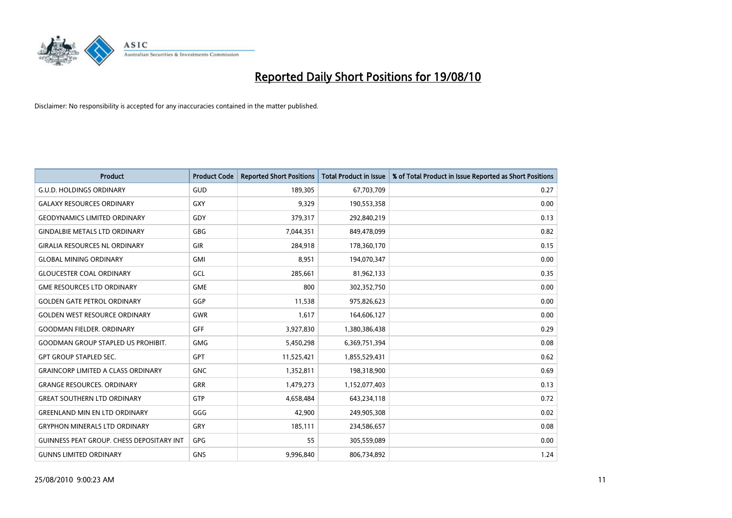# Reported Daily Short Positions for 19/08/10

Disclaimer: No responsibility is accepted for any inaccuracies contained in the matter published.

| Product | Product Code | Reported Short Positions | Total Product in Issue | % of Total Product in Issue Reported as Short Positions |
|---|---|---|---|---|
| G.U.D. HOLDINGS ORDINARY | GUD | 189,305 | 67,703,709 | 0.27 |
| GALAXY RESOURCES ORDINARY | GXY | 9,329 | 190,553,358 | 0.00 |
| GEODYNAMICS LIMITED ORDINARY | GDY | 379,317 | 292,840,219 | 0.13 |
| GINDALBIE METALS LTD ORDINARY | GBG | 7,044,351 | 849,478,099 | 0.82 |
| GIRALIA RESOURCES NL ORDINARY | GIR | 284,918 | 178,360,170 | 0.15 |
| GLOBAL MINING ORDINARY | GMI | 8,951 | 194,070,347 | 0.00 |
| GLOUCESTER COAL ORDINARY | GCL | 285,661 | 81,962,133 | 0.35 |
| GME RESOURCES LTD ORDINARY | GME | 800 | 302,352,750 | 0.00 |
| GOLDEN GATE PETROL ORDINARY | GGP | 11,538 | 975,826,623 | 0.00 |
| GOLDEN WEST RESOURCE ORDINARY | GWR | 1,617 | 164,606,127 | 0.00 |
| GOODMAN FIELDER. ORDINARY | GFF | 3,927,830 | 1,380,386,438 | 0.29 |
| GOODMAN GROUP STAPLED US PROHIBIT. | GMG | 5,450,298 | 6,369,751,394 | 0.08 |
| GPT GROUP STAPLED SEC. | GPT | 11,525,421 | 1,855,529,431 | 0.62 |
| GRAINCORP LIMITED A CLASS ORDINARY | GNC | 1,352,811 | 198,318,900 | 0.69 |
| GRANGE RESOURCES. ORDINARY | GRR | 1,479,273 | 1,152,077,403 | 0.13 |
| GREAT SOUTHERN LTD ORDINARY | GTP | 4,658,484 | 643,234,118 | 0.72 |
| GREENLAND MIN EN LTD ORDINARY | GGG | 42,900 | 249,905,308 | 0.02 |
| GRYPHON MINERALS LTD ORDINARY | GRY | 185,111 | 234,586,657 | 0.08 |
| GUINNESS PEAT GROUP. CHESS DEPOSITARY INT | GPG | 55 | 305,559,089 | 0.00 |
| GUNNS LIMITED ORDINARY | GNS | 9,996,840 | 806,734,892 | 1.24 |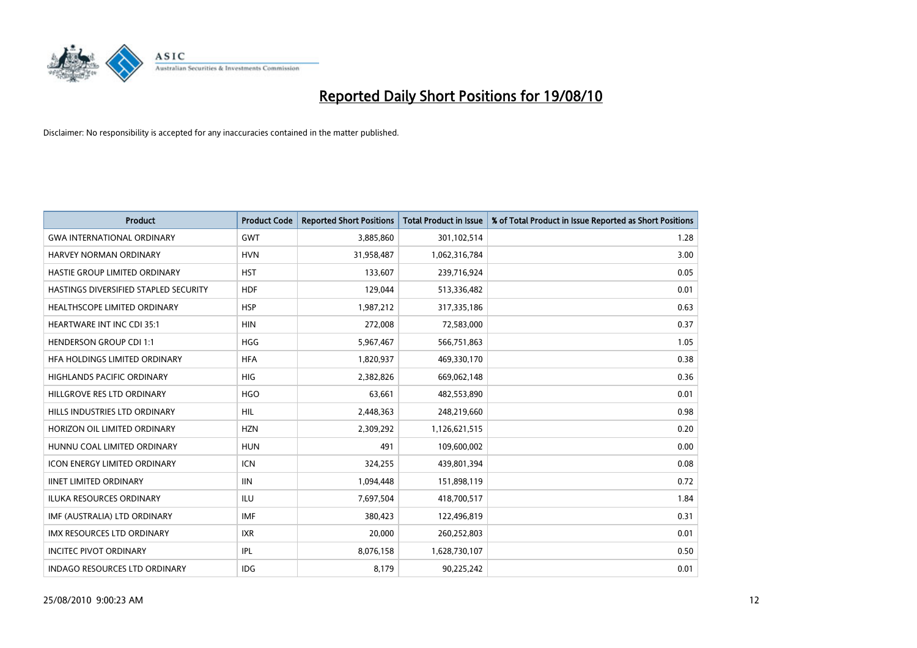# Reported Daily Short Positions for 19/08/10

Disclaimer: No responsibility is accepted for any inaccuracies contained in the matter published.

| Product | Product Code | Reported Short Positions | Total Product in Issue | % of Total Product in Issue Reported as Short Positions |
|---|---|---|---|---|
| GWA INTERNATIONAL ORDINARY | GWT | 3,885,860 | 301,102,514 | 1.28 |
| HARVEY NORMAN ORDINARY | HVN | 31,958,487 | 1,062,316,784 | 3.00 |
| HASTIE GROUP LIMITED ORDINARY | HST | 133,607 | 239,716,924 | 0.05 |
| HASTINGS DIVERSIFIED STAPLED SECURITY | HDF | 129,044 | 513,336,482 | 0.01 |
| HEALTHSCOPE LIMITED ORDINARY | HSP | 1,987,212 | 317,335,186 | 0.63 |
| HEARTWARE INT INC CDI 35:1 | HIN | 272,008 | 72,583,000 | 0.37 |
| HENDERSON GROUP CDI 1:1 | HGG | 5,967,467 | 566,751,863 | 1.05 |
| HFA HOLDINGS LIMITED ORDINARY | HFA | 1,820,937 | 469,330,170 | 0.38 |
| HIGHLANDS PACIFIC ORDINARY | HIG | 2,382,826 | 669,062,148 | 0.36 |
| HILLGROVE RES LTD ORDINARY | HGO | 63,661 | 482,553,890 | 0.01 |
| HILLS INDUSTRIES LTD ORDINARY | HIL | 2,448,363 | 248,219,660 | 0.98 |
| HORIZON OIL LIMITED ORDINARY | HZN | 2,309,292 | 1,126,621,515 | 0.20 |
| HUNNU COAL LIMITED ORDINARY | HUN | 491 | 109,600,002 | 0.00 |
| ICON ENERGY LIMITED ORDINARY | ICN | 324,255 | 439,801,394 | 0.08 |
| IINET LIMITED ORDINARY | IIN | 1,094,448 | 151,898,119 | 0.72 |
| ILUKA RESOURCES ORDINARY | ILU | 7,697,504 | 418,700,517 | 1.84 |
| IMF (AUSTRALIA) LTD ORDINARY | IMF | 380,423 | 122,496,819 | 0.31 |
| IMX RESOURCES LTD ORDINARY | IXR | 20,000 | 260,252,803 | 0.01 |
| INCITEC PIVOT ORDINARY | IPL | 8,076,158 | 1,628,730,107 | 0.50 |
| INDAGO RESOURCES LTD ORDINARY | IDG | 8,179 | 90,225,242 | 0.01 |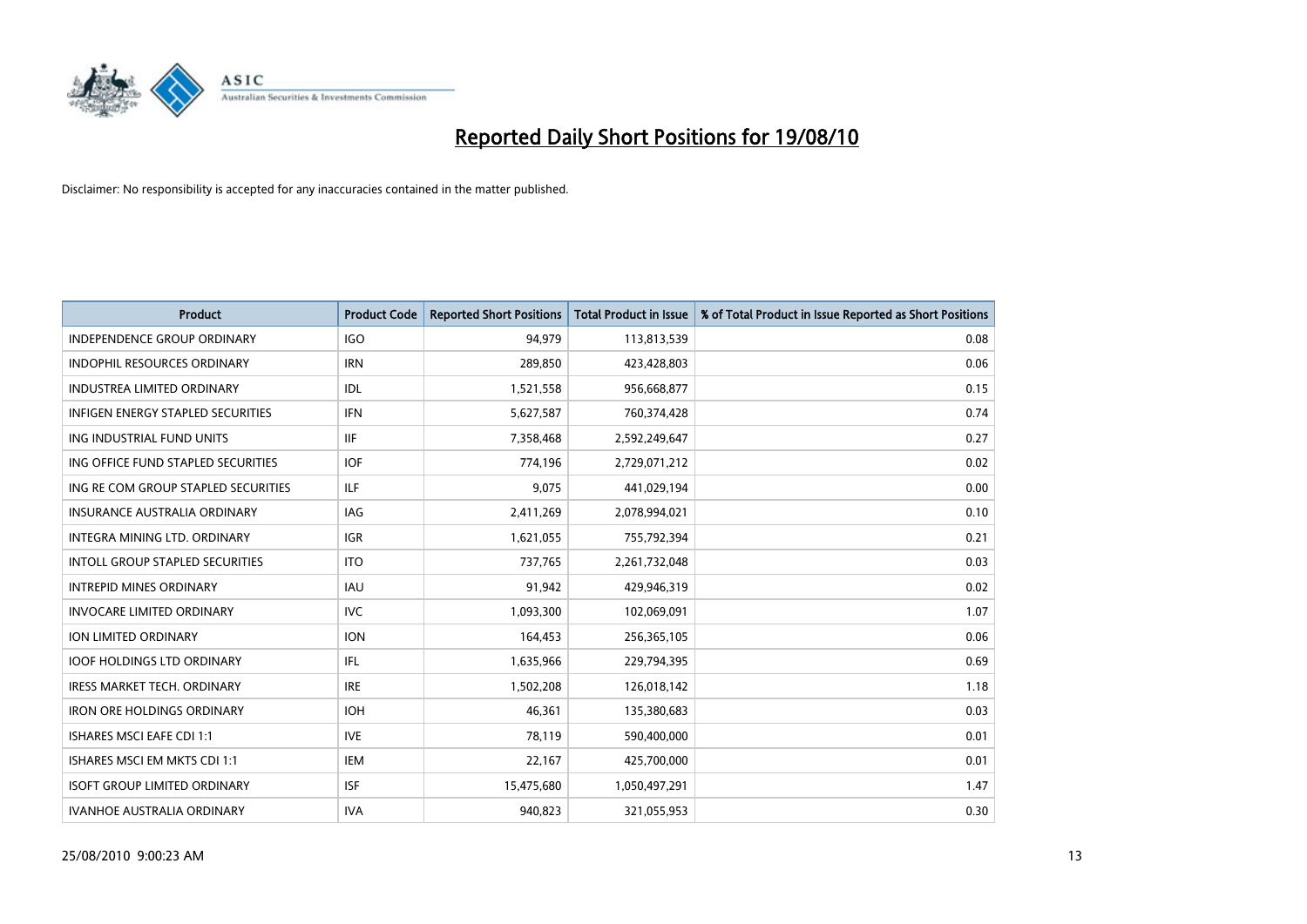# Reported Daily Short Positions for 19/08/10

Disclaimer: No responsibility is accepted for any inaccuracies contained in the matter published.

| Product | Product Code | Reported Short Positions | Total Product in Issue | % of Total Product in Issue Reported as Short Positions |
|---|---|---|---|---|
| INDEPENDENCE GROUP ORDINARY | IGO | 94,979 | 113,813,539 | 0.08 |
| INDOPHIL RESOURCES ORDINARY | IRN | 289,850 | 423,428,803 | 0.06 |
| INDUSTREA LIMITED ORDINARY | IDL | 1,521,558 | 956,668,877 | 0.15 |
| INFIGEN ENERGY STAPLED SECURITIES | IFN | 5,627,587 | 760,374,428 | 0.74 |
| ING INDUSTRIAL FUND UNITS | IIF | 7,358,468 | 2,592,249,647 | 0.27 |
| ING OFFICE FUND STAPLED SECURITIES | IOF | 774,196 | 2,729,071,212 | 0.02 |
| ING RE COM GROUP STAPLED SECURITIES | ILF | 9,075 | 441,029,194 | 0.00 |
| INSURANCE AUSTRALIA ORDINARY | IAG | 2,411,269 | 2,078,994,021 | 0.10 |
| INTEGRA MINING LTD. ORDINARY | IGR | 1,621,055 | 755,792,394 | 0.21 |
| INTOLL GROUP STAPLED SECURITIES | ITO | 737,765 | 2,261,732,048 | 0.03 |
| INTREPID MINES ORDINARY | IAU | 91,942 | 429,946,319 | 0.02 |
| INVOCARE LIMITED ORDINARY | IVC | 1,093,300 | 102,069,091 | 1.07 |
| ION LIMITED ORDINARY | ION | 164,453 | 256,365,105 | 0.06 |
| IOOF HOLDINGS LTD ORDINARY | IFL | 1,635,966 | 229,794,395 | 0.69 |
| IRESS MARKET TECH. ORDINARY | IRE | 1,502,208 | 126,018,142 | 1.18 |
| IRON ORE HOLDINGS ORDINARY | IOH | 46,361 | 135,380,683 | 0.03 |
| ISHARES MSCI EAFE CDI 1:1 | IVE | 78,119 | 590,400,000 | 0.01 |
| ISHARES MSCI EM MKTS CDI 1:1 | IEM | 22,167 | 425,700,000 | 0.01 |
| ISOFT GROUP LIMITED ORDINARY | ISF | 15,475,680 | 1,050,497,291 | 1.47 |
| IVANHOE AUSTRALIA ORDINARY | IVA | 940,823 | 321,055,953 | 0.30 |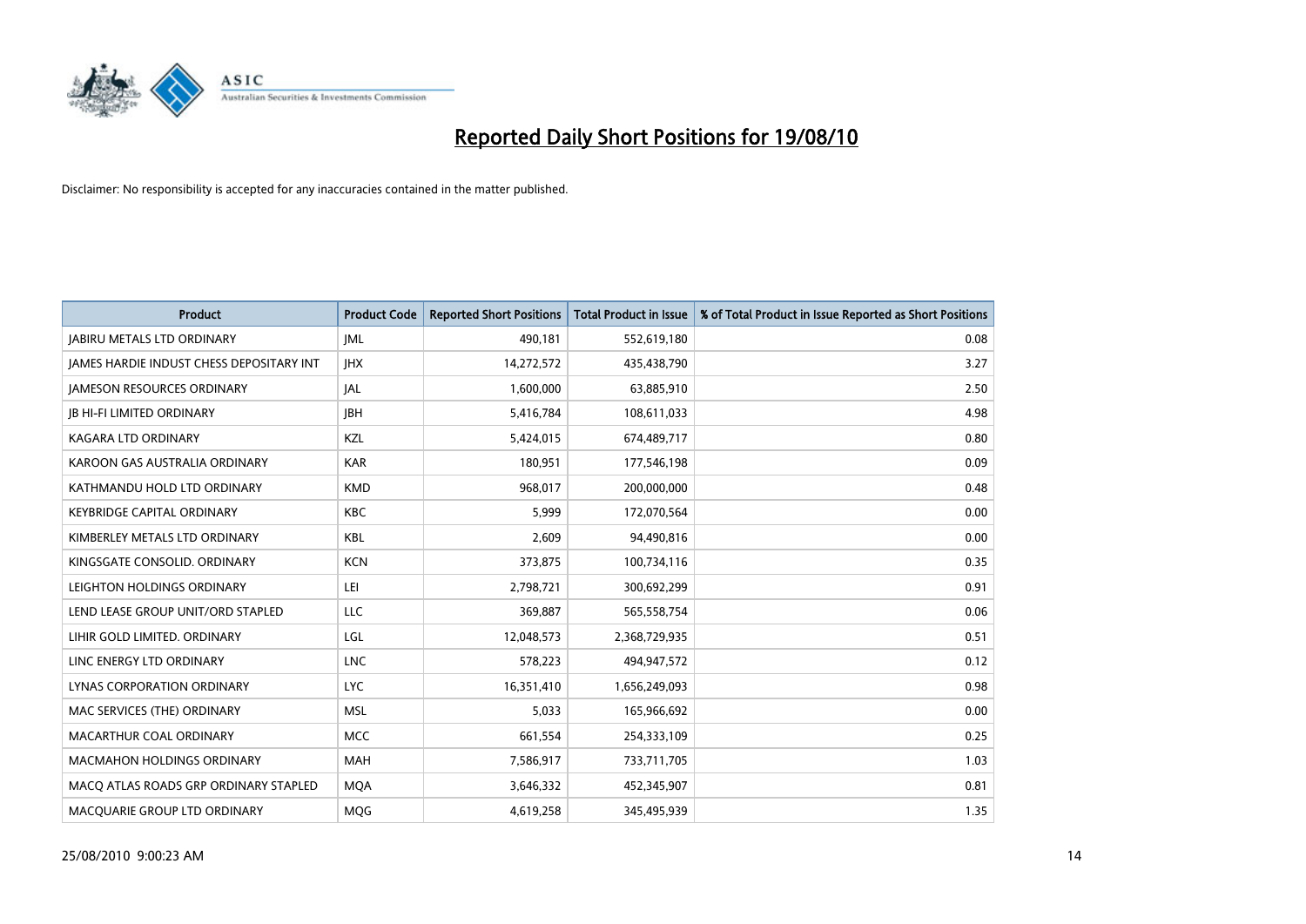# Reported Daily Short Positions for 19/08/10

Disclaimer: No responsibility is accepted for any inaccuracies contained in the matter published.

| Product | Product Code | Reported Short Positions | Total Product in Issue | % of Total Product in Issue Reported as Short Positions |
|---|---|---|---|---|
| JABIRU METALS LTD ORDINARY | JML | 490,181 | 552,619,180 | 0.08 |
| JAMES HARDIE INDUST CHESS DEPOSITARY INT | JHX | 14,272,572 | 435,438,790 | 3.27 |
| JAMESON RESOURCES ORDINARY | JAL | 1,600,000 | 63,885,910 | 2.50 |
| JB HI-FI LIMITED ORDINARY | JBH | 5,416,784 | 108,611,033 | 4.98 |
| KAGARA LTD ORDINARY | KZL | 5,424,015 | 674,489,717 | 0.80 |
| KAROON GAS AUSTRALIA ORDINARY | KAR | 180,951 | 177,546,198 | 0.09 |
| KATHMANDU HOLD LTD ORDINARY | KMD | 968,017 | 200,000,000 | 0.48 |
| KEYBRIDGE CAPITAL ORDINARY | KBC | 5,999 | 172,070,564 | 0.00 |
| KIMBERLEY METALS LTD ORDINARY | KBL | 2,609 | 94,490,816 | 0.00 |
| KINGSGATE CONSOLID. ORDINARY | KCN | 373,875 | 100,734,116 | 0.35 |
| LEIGHTON HOLDINGS ORDINARY | LEI | 2,798,721 | 300,692,299 | 0.91 |
| LEND LEASE GROUP UNIT/ORD STAPLED | LLC | 369,887 | 565,558,754 | 0.06 |
| LIHIR GOLD LIMITED. ORDINARY | LGL | 12,048,573 | 2,368,729,935 | 0.51 |
| LINC ENERGY LTD ORDINARY | LNC | 578,223 | 494,947,572 | 0.12 |
| LYNAS CORPORATION ORDINARY | LYC | 16,351,410 | 1,656,249,093 | 0.98 |
| MAC SERVICES (THE) ORDINARY | MSL | 5,033 | 165,966,692 | 0.00 |
| MACARTHUR COAL ORDINARY | MCC | 661,554 | 254,333,109 | 0.25 |
| MACMAHON HOLDINGS ORDINARY | MAH | 7,586,917 | 733,711,705 | 1.03 |
| MACQ ATLAS ROADS GRP ORDINARY STAPLED | MQA | 3,646,332 | 452,345,907 | 0.81 |
| MACQUARIE GROUP LTD ORDINARY | MQG | 4,619,258 | 345,495,939 | 1.35 |

25/08/2010 9:00:23 AM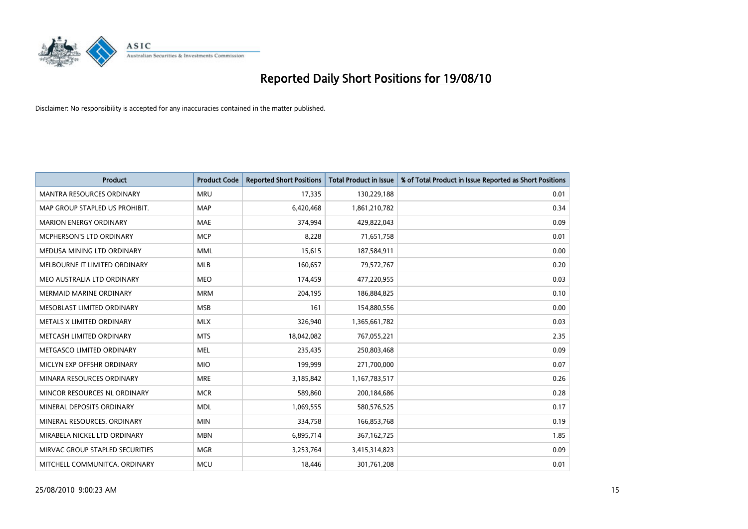# Reported Daily Short Positions for 19/08/10

Disclaimer: No responsibility is accepted for any inaccuracies contained in the matter published.

| Product | Product Code | Reported Short Positions | Total Product in Issue | % of Total Product in Issue Reported as Short Positions |
|---|---|---|---|---|
| MANTRA RESOURCES ORDINARY | MRU | 17,335 | 130,229,188 | 0.01 |
| MAP GROUP STAPLED US PROHIBIT. | MAP | 6,420,468 | 1,861,210,782 | 0.34 |
| MARION ENERGY ORDINARY | MAE | 374,994 | 429,822,043 | 0.09 |
| MCPHERSON'S LTD ORDINARY | MCP | 8,228 | 71,651,758 | 0.01 |
| MEDUSA MINING LTD ORDINARY | MML | 15,615 | 187,584,911 | 0.00 |
| MELBOURNE IT LIMITED ORDINARY | MLB | 160,657 | 79,572,767 | 0.20 |
| MEO AUSTRALIA LTD ORDINARY | MEO | 174,459 | 477,220,955 | 0.03 |
| MERMAID MARINE ORDINARY | MRM | 204,195 | 186,884,825 | 0.10 |
| MESOBLAST LIMITED ORDINARY | MSB | 161 | 154,880,556 | 0.00 |
| METALS X LIMITED ORDINARY | MLX | 326,940 | 1,365,661,782 | 0.03 |
| METCASH LIMITED ORDINARY | MTS | 18,042,082 | 767,055,221 | 2.35 |
| METGASCO LIMITED ORDINARY | MEL | 235,435 | 250,803,468 | 0.09 |
| MICLYN EXP OFFSHR ORDINARY | MIO | 199,999 | 271,700,000 | 0.07 |
| MINARA RESOURCES ORDINARY | MRE | 3,185,842 | 1,167,783,517 | 0.26 |
| MINCOR RESOURCES NL ORDINARY | MCR | 589,860 | 200,184,686 | 0.28 |
| MINERAL DEPOSITS ORDINARY | MDL | 1,069,555 | 580,576,525 | 0.17 |
| MINERAL RESOURCES. ORDINARY | MIN | 334,758 | 166,853,768 | 0.19 |
| MIRABELA NICKEL LTD ORDINARY | MBN | 6,895,714 | 367,162,725 | 1.85 |
| MIRVAC GROUP STAPLED SECURITIES | MGR | 3,253,764 | 3,415,314,823 | 0.09 |
| MITCHELL COMMUNITCA. ORDINARY | MCU | 18,446 | 301,761,208 | 0.01 |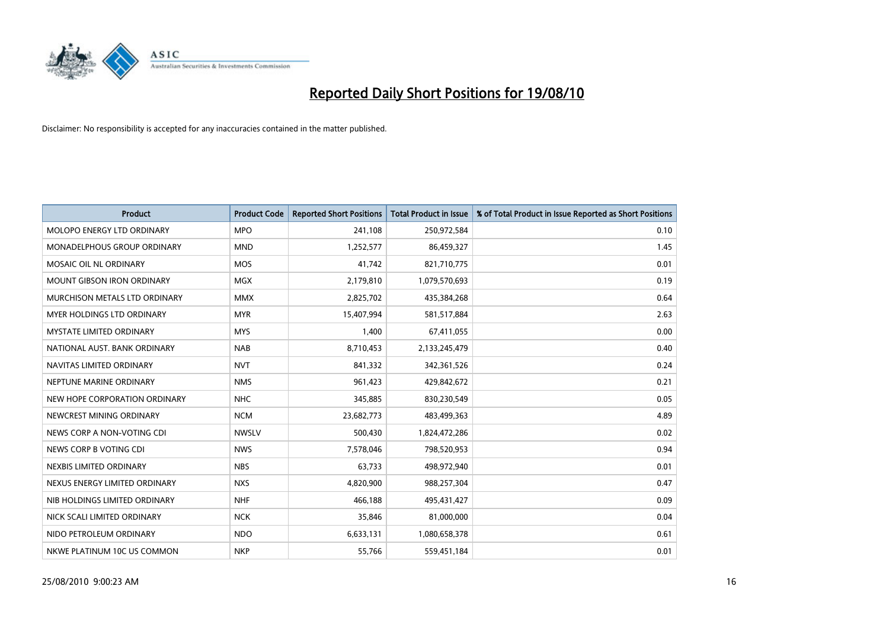# Reported Daily Short Positions for 19/08/10

Disclaimer: No responsibility is accepted for any inaccuracies contained in the matter published.

| Product | Product Code | Reported Short Positions | Total Product in Issue | % of Total Product in Issue Reported as Short Positions |
|---|---|---|---|---|
| MOLOPO ENERGY LTD ORDINARY | MPO | 241,108 | 250,972,584 | 0.10 |
| MONADELPHOUS GROUP ORDINARY | MND | 1,252,577 | 86,459,327 | 1.45 |
| MOSAIC OIL NL ORDINARY | MOS | 41,742 | 821,710,775 | 0.01 |
| MOUNT GIBSON IRON ORDINARY | MGX | 2,179,810 | 1,079,570,693 | 0.19 |
| MURCHISON METALS LTD ORDINARY | MMX | 2,825,702 | 435,384,268 | 0.64 |
| MYER HOLDINGS LTD ORDINARY | MYR | 15,407,994 | 581,517,884 | 2.63 |
| MYSTATE LIMITED ORDINARY | MYS | 1,400 | 67,411,055 | 0.00 |
| NATIONAL AUST. BANK ORDINARY | NAB | 8,710,453 | 2,133,245,479 | 0.40 |
| NAVITAS LIMITED ORDINARY | NVT | 841,332 | 342,361,526 | 0.24 |
| NEPTUNE MARINE ORDINARY | NMS | 961,423 | 429,842,672 | 0.21 |
| NEW HOPE CORPORATION ORDINARY | NHC | 345,885 | 830,230,549 | 0.05 |
| NEWCREST MINING ORDINARY | NCM | 23,682,773 | 483,499,363 | 4.89 |
| NEWS CORP A NON-VOTING CDI | NWSLV | 500,430 | 1,824,472,286 | 0.02 |
| NEWS CORP B VOTING CDI | NWS | 7,578,046 | 798,520,953 | 0.94 |
| NEXBIS LIMITED ORDINARY | NBS | 63,733 | 498,972,940 | 0.01 |
| NEXUS ENERGY LIMITED ORDINARY | NXS | 4,820,900 | 988,257,304 | 0.47 |
| NIB HOLDINGS LIMITED ORDINARY | NHF | 466,188 | 495,431,427 | 0.09 |
| NICK SCALI LIMITED ORDINARY | NCK | 35,846 | 81,000,000 | 0.04 |
| NIDO PETROLEUM ORDINARY | NDO | 6,633,131 | 1,080,658,378 | 0.61 |
| NKWE PLATINUM 10C US COMMON | NKP | 55,766 | 559,451,184 | 0.01 |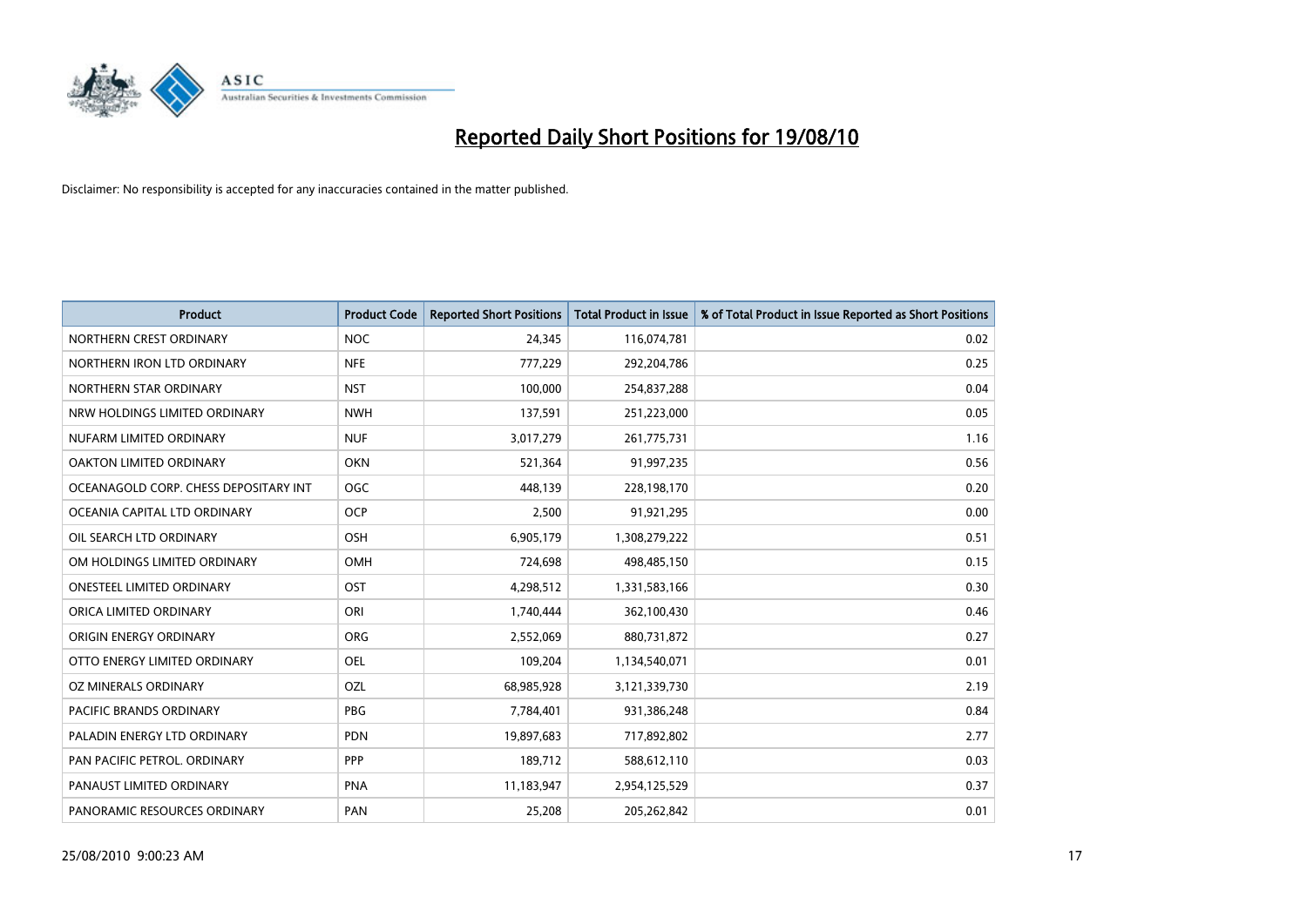# Reported Daily Short Positions for 19/08/10

Disclaimer: No responsibility is accepted for any inaccuracies contained in the matter published.

| Product | Product Code | Reported Short Positions | Total Product in Issue | % of Total Product in Issue Reported as Short Positions |
|---|---|---|---|---|
| NORTHERN CREST ORDINARY | NOC | 24,345 | 116,074,781 | 0.02 |
| NORTHERN IRON LTD ORDINARY | NFE | 777,229 | 292,204,786 | 0.25 |
| NORTHERN STAR ORDINARY | NST | 100,000 | 254,837,288 | 0.04 |
| NRW HOLDINGS LIMITED ORDINARY | NWH | 137,591 | 251,223,000 | 0.05 |
| NUFARM LIMITED ORDINARY | NUF | 3,017,279 | 261,775,731 | 1.16 |
| OAKTON LIMITED ORDINARY | OKN | 521,364 | 91,997,235 | 0.56 |
| OCEANAGOLD CORP. CHESS DEPOSITARY INT | OGC | 448,139 | 228,198,170 | 0.20 |
| OCEANIA CAPITAL LTD ORDINARY | OCP | 2,500 | 91,921,295 | 0.00 |
| OIL SEARCH LTD ORDINARY | OSH | 6,905,179 | 1,308,279,222 | 0.51 |
| OM HOLDINGS LIMITED ORDINARY | OMH | 724,698 | 498,485,150 | 0.15 |
| ONESTEEL LIMITED ORDINARY | OST | 4,298,512 | 1,331,583,166 | 0.30 |
| ORICA LIMITED ORDINARY | ORI | 1,740,444 | 362,100,430 | 0.46 |
| ORIGIN ENERGY ORDINARY | ORG | 2,552,069 | 880,731,872 | 0.27 |
| OTTO ENERGY LIMITED ORDINARY | OEL | 109,204 | 1,134,540,071 | 0.01 |
| OZ MINERALS ORDINARY | OZL | 68,985,928 | 3,121,339,730 | 2.19 |
| PACIFIC BRANDS ORDINARY | PBG | 7,784,401 | 931,386,248 | 0.84 |
| PALADIN ENERGY LTD ORDINARY | PDN | 19,897,683 | 717,892,802 | 2.77 |
| PAN PACIFIC PETROL. ORDINARY | PPP | 189,712 | 588,612,110 | 0.03 |
| PANAUST LIMITED ORDINARY | PNA | 11,183,947 | 2,954,125,529 | 0.37 |
| PANORAMIC RESOURCES ORDINARY | PAN | 25,208 | 205,262,842 | 0.01 |

25/08/2010 9:00:23 AM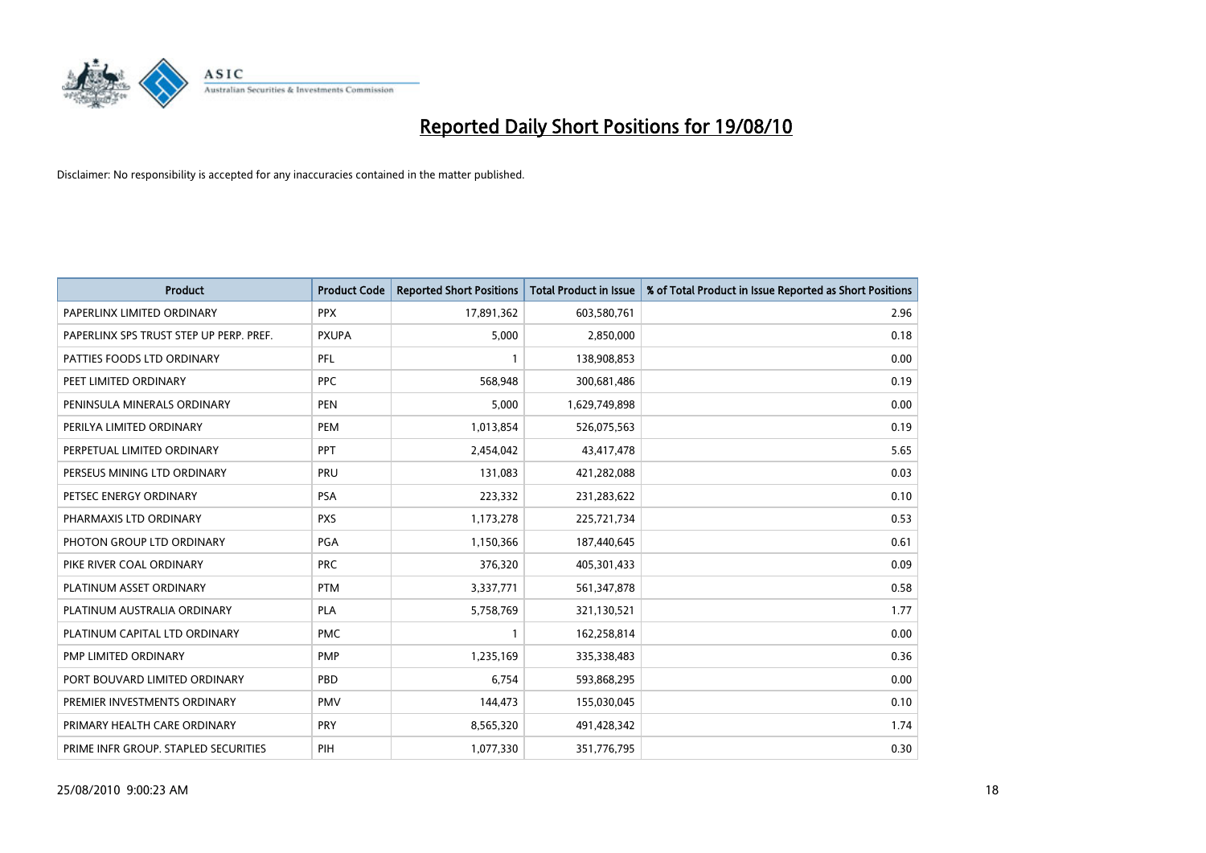# Reported Daily Short Positions for 19/08/10

Disclaimer: No responsibility is accepted for any inaccuracies contained in the matter published.

| Product | Product Code | Reported Short Positions | Total Product in Issue | % of Total Product in Issue Reported as Short Positions |
|---|---|---|---|---|
| PAPERLINX LIMITED ORDINARY | PPX | 17,891,362 | 603,580,761 | 2.96 |
| PAPERLINX SPS TRUST STEP UP PERP. PREF. | PXUPA | 5,000 | 2,850,000 | 0.18 |
| PATTIES FOODS LTD ORDINARY | PFL | 1 | 138,908,853 | 0.00 |
| PEET LIMITED ORDINARY | PPC | 568,948 | 300,681,486 | 0.19 |
| PENINSULA MINERALS ORDINARY | PEN | 5,000 | 1,629,749,898 | 0.00 |
| PERILYA LIMITED ORDINARY | PEM | 1,013,854 | 526,075,563 | 0.19 |
| PERPETUAL LIMITED ORDINARY | PPT | 2,454,042 | 43,417,478 | 5.65 |
| PERSEUS MINING LTD ORDINARY | PRU | 131,083 | 421,282,088 | 0.03 |
| PETSEC ENERGY ORDINARY | PSA | 223,332 | 231,283,622 | 0.10 |
| PHARMAXIS LTD ORDINARY | PXS | 1,173,278 | 225,721,734 | 0.53 |
| PHOTON GROUP LTD ORDINARY | PGA | 1,150,366 | 187,440,645 | 0.61 |
| PIKE RIVER COAL ORDINARY | PRC | 376,320 | 405,301,433 | 0.09 |
| PLATINUM ASSET ORDINARY | PTM | 3,337,771 | 561,347,878 | 0.58 |
| PLATINUM AUSTRALIA ORDINARY | PLA | 5,758,769 | 321,130,521 | 1.77 |
| PLATINUM CAPITAL LTD ORDINARY | PMC | 1 | 162,258,814 | 0.00 |
| PMP LIMITED ORDINARY | PMP | 1,235,169 | 335,338,483 | 0.36 |
| PORT BOUVARD LIMITED ORDINARY | PBD | 6,754 | 593,868,295 | 0.00 |
| PREMIER INVESTMENTS ORDINARY | PMV | 144,473 | 155,030,045 | 0.10 |
| PRIMARY HEALTH CARE ORDINARY | PRY | 8,565,320 | 491,428,342 | 1.74 |
| PRIME INFR GROUP. STAPLED SECURITIES | PIH | 1,077,330 | 351,776,795 | 0.30 |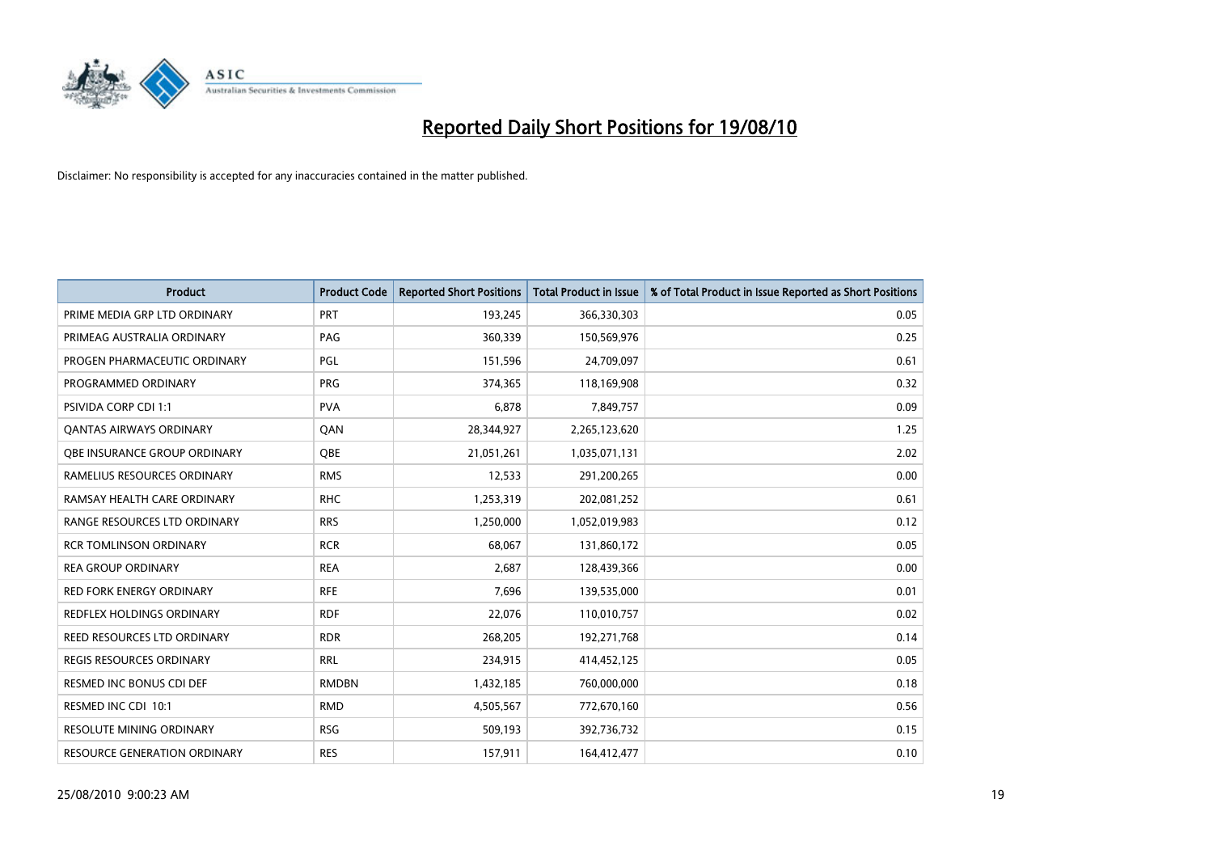# Reported Daily Short Positions for 19/08/10

Disclaimer: No responsibility is accepted for any inaccuracies contained in the matter published.

| Product | Product Code | Reported Short Positions | Total Product in Issue | % of Total Product in Issue Reported as Short Positions |
|---|---|---|---|---|
| PRIME MEDIA GRP LTD ORDINARY | PRT | 193,245 | 366,330,303 | 0.05 |
| PRIMEAG AUSTRALIA ORDINARY | PAG | 360,339 | 150,569,976 | 0.25 |
| PROGEN PHARMACEUTIC ORDINARY | PGL | 151,596 | 24,709,097 | 0.61 |
| PROGRAMMED ORDINARY | PRG | 374,365 | 118,169,908 | 0.32 |
| PSIVIDA CORP CDI 1:1 | PVA | 6,878 | 7,849,757 | 0.09 |
| QANTAS AIRWAYS ORDINARY | QAN | 28,344,927 | 2,265,123,620 | 1.25 |
| QBE INSURANCE GROUP ORDINARY | QBE | 21,051,261 | 1,035,071,131 | 2.02 |
| RAMELIUS RESOURCES ORDINARY | RMS | 12,533 | 291,200,265 | 0.00 |
| RAMSAY HEALTH CARE ORDINARY | RHC | 1,253,319 | 202,081,252 | 0.61 |
| RANGE RESOURCES LTD ORDINARY | RRS | 1,250,000 | 1,052,019,983 | 0.12 |
| RCR TOMLINSON ORDINARY | RCR | 68,067 | 131,860,172 | 0.05 |
| REA GROUP ORDINARY | REA | 2,687 | 128,439,366 | 0.00 |
| RED FORK ENERGY ORDINARY | RFE | 7,696 | 139,535,000 | 0.01 |
| REDFLEX HOLDINGS ORDINARY | RDF | 22,076 | 110,010,757 | 0.02 |
| REED RESOURCES LTD ORDINARY | RDR | 268,205 | 192,271,768 | 0.14 |
| REGIS RESOURCES ORDINARY | RRL | 234,915 | 414,452,125 | 0.05 |
| RESMED INC BONUS CDI DEF | RMDBN | 1,432,185 | 760,000,000 | 0.18 |
| RESMED INC CDI 10:1 | RMD | 4,505,567 | 772,670,160 | 0.56 |
| RESOLUTE MINING ORDINARY | RSG | 509,193 | 392,736,732 | 0.15 |
| RESOURCE GENERATION ORDINARY | RES | 157,911 | 164,412,477 | 0.10 |

25/08/2010 9:00:23 AM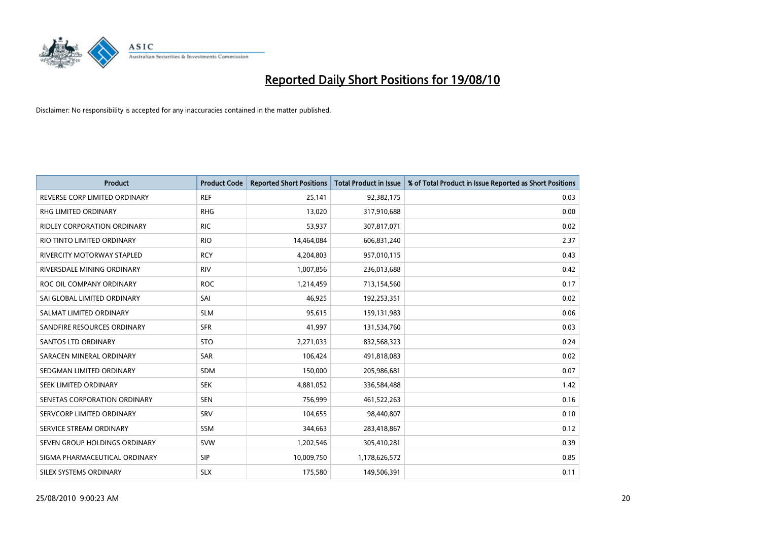# Reported Daily Short Positions for 19/08/10

Disclaimer: No responsibility is accepted for any inaccuracies contained in the matter published.

| Product | Product Code | Reported Short Positions | Total Product in Issue | % of Total Product in Issue Reported as Short Positions |
|---|---|---|---|---|
| REVERSE CORP LIMITED ORDINARY | REF | 25,141 | 92,382,175 | 0.03 |
| RHG LIMITED ORDINARY | RHG | 13,020 | 317,910,688 | 0.00 |
| RIDLEY CORPORATION ORDINARY | RIC | 53,937 | 307,817,071 | 0.02 |
| RIO TINTO LIMITED ORDINARY | RIO | 14,464,084 | 606,831,240 | 2.37 |
| RIVERCITY MOTORWAY STAPLED | RCY | 4,204,803 | 957,010,115 | 0.43 |
| RIVERSDALE MINING ORDINARY | RIV | 1,007,856 | 236,013,688 | 0.42 |
| ROC OIL COMPANY ORDINARY | ROC | 1,214,459 | 713,154,560 | 0.17 |
| SAI GLOBAL LIMITED ORDINARY | SAI | 46,925 | 192,253,351 | 0.02 |
| SALMAT LIMITED ORDINARY | SLM | 95,615 | 159,131,983 | 0.06 |
| SANDFIRE RESOURCES ORDINARY | SFR | 41,997 | 131,534,760 | 0.03 |
| SANTOS LTD ORDINARY | STO | 2,271,033 | 832,568,323 | 0.24 |
| SARACEN MINERAL ORDINARY | SAR | 106,424 | 491,818,083 | 0.02 |
| SEDGMAN LIMITED ORDINARY | SDM | 150,000 | 205,986,681 | 0.07 |
| SEEK LIMITED ORDINARY | SEK | 4,881,052 | 336,584,488 | 1.42 |
| SENETAS CORPORATION ORDINARY | SEN | 756,999 | 461,522,263 | 0.16 |
| SERVCORP LIMITED ORDINARY | SRV | 104,655 | 98,440,807 | 0.10 |
| SERVICE STREAM ORDINARY | SSM | 344,663 | 283,418,867 | 0.12 |
| SEVEN GROUP HOLDINGS ORDINARY | SVW | 1,202,546 | 305,410,281 | 0.39 |
| SIGMA PHARMACEUTICAL ORDINARY | SIP | 10,009,750 | 1,178,626,572 | 0.85 |
| SILEX SYSTEMS ORDINARY | SLX | 175,580 | 149,506,391 | 0.11 |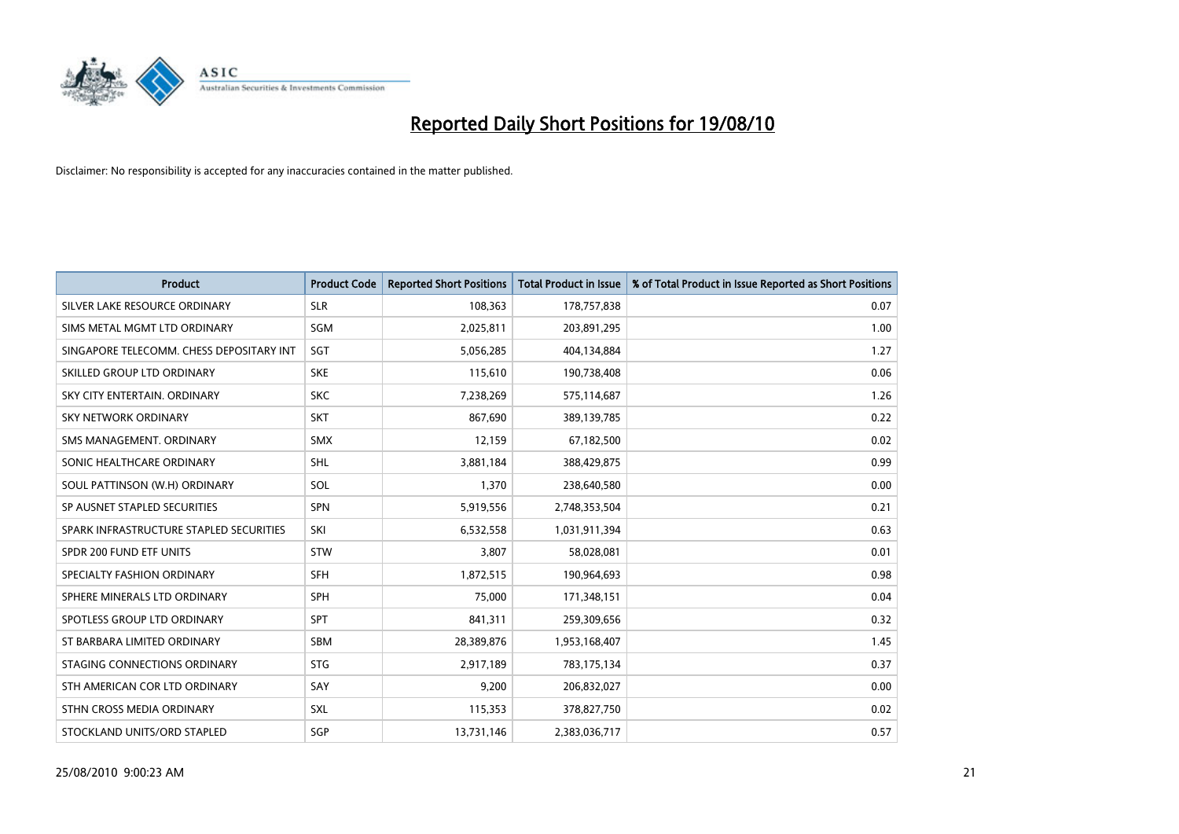# Reported Daily Short Positions for 19/08/10

Disclaimer: No responsibility is accepted for any inaccuracies contained in the matter published.

| Product | Product Code | Reported Short Positions | Total Product in Issue | % of Total Product in Issue Reported as Short Positions |
|---|---|---|---|---|
| SILVER LAKE RESOURCE ORDINARY | SLR | 108,363 | 178,757,838 | 0.07 |
| SIMS METAL MGMT LTD ORDINARY | SGM | 2,025,811 | 203,891,295 | 1.00 |
| SINGAPORE TELECOMM. CHESS DEPOSITARY INT | SGT | 5,056,285 | 404,134,884 | 1.27 |
| SKILLED GROUP LTD ORDINARY | SKE | 115,610 | 190,738,408 | 0.06 |
| SKY CITY ENTERTAIN. ORDINARY | SKC | 7,238,269 | 575,114,687 | 1.26 |
| SKY NETWORK ORDINARY | SKT | 867,690 | 389,139,785 | 0.22 |
| SMS MANAGEMENT. ORDINARY | SMX | 12,159 | 67,182,500 | 0.02 |
| SONIC HEALTHCARE ORDINARY | SHL | 3,881,184 | 388,429,875 | 0.99 |
| SOUL PATTINSON (W.H) ORDINARY | SOL | 1,370 | 238,640,580 | 0.00 |
| SP AUSNET STAPLED SECURITIES | SPN | 5,919,556 | 2,748,353,504 | 0.21 |
| SPARK INFRASTRUCTURE STAPLED SECURITIES | SKI | 6,532,558 | 1,031,911,394 | 0.63 |
| SPDR 200 FUND ETF UNITS | STW | 3,807 | 58,028,081 | 0.01 |
| SPECIALTY FASHION ORDINARY | SFH | 1,872,515 | 190,964,693 | 0.98 |
| SPHERE MINERALS LTD ORDINARY | SPH | 75,000 | 171,348,151 | 0.04 |
| SPOTLESS GROUP LTD ORDINARY | SPT | 841,311 | 259,309,656 | 0.32 |
| ST BARBARA LIMITED ORDINARY | SBM | 28,389,876 | 1,953,168,407 | 1.45 |
| STAGING CONNECTIONS ORDINARY | STG | 2,917,189 | 783,175,134 | 0.37 |
| STH AMERICAN COR LTD ORDINARY | SAY | 9,200 | 206,832,027 | 0.00 |
| STHN CROSS MEDIA ORDINARY | SXL | 115,353 | 378,827,750 | 0.02 |
| STOCKLAND UNITS/ORD STAPLED | SGP | 13,731,146 | 2,383,036,717 | 0.57 |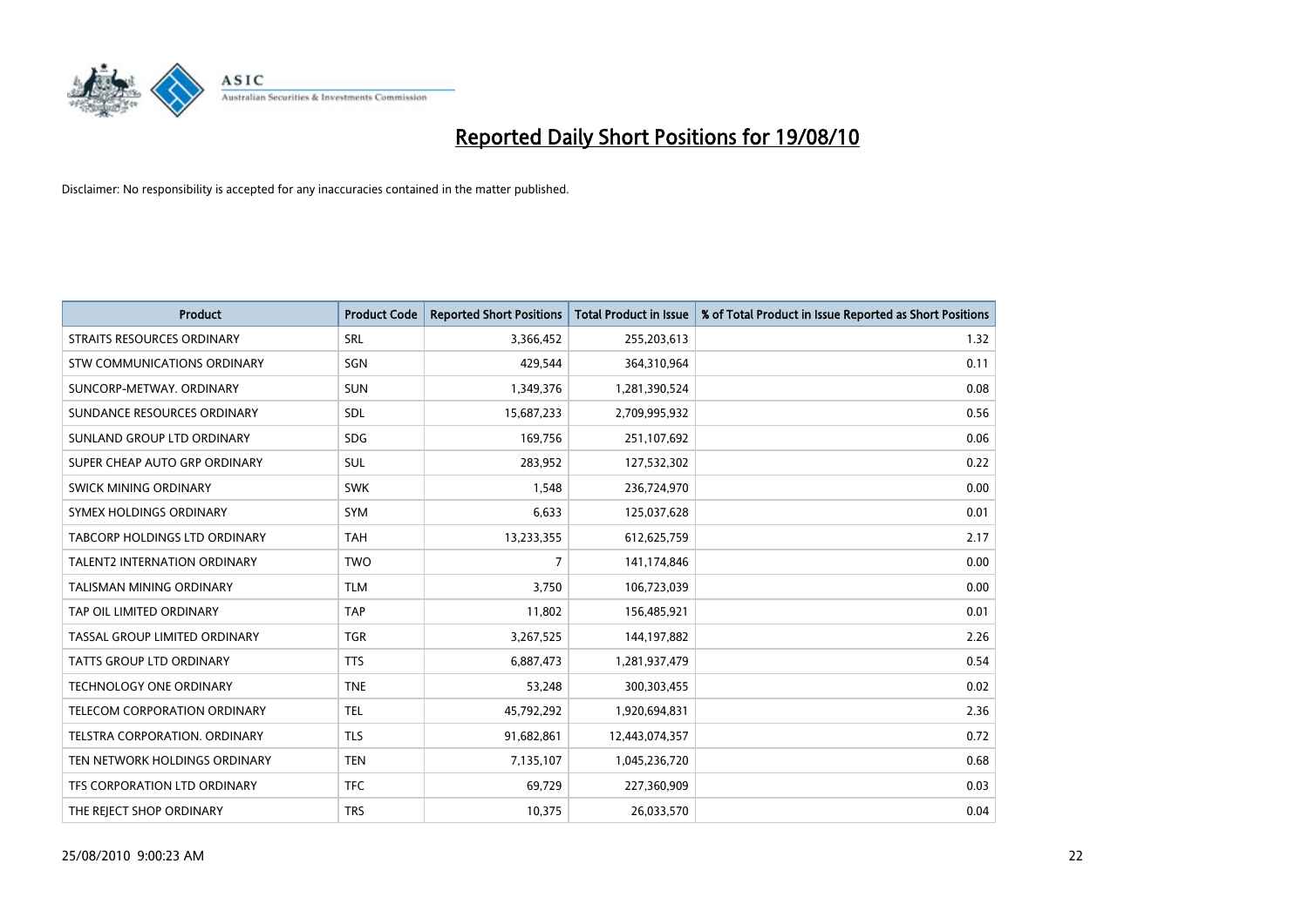# Reported Daily Short Positions for 19/08/10

Disclaimer: No responsibility is accepted for any inaccuracies contained in the matter published.

| Product | Product Code | Reported Short Positions | Total Product in Issue | % of Total Product in Issue Reported as Short Positions |
|---|---|---|---|---|
| STRAITS RESOURCES ORDINARY | SRL | 3,366,452 | 255,203,613 | 1.32 |
| STW COMMUNICATIONS ORDINARY | SGN | 429,544 | 364,310,964 | 0.11 |
| SUNCORP-METWAY. ORDINARY | SUN | 1,349,376 | 1,281,390,524 | 0.08 |
| SUNDANCE RESOURCES ORDINARY | SDL | 15,687,233 | 2,709,995,932 | 0.56 |
| SUNLAND GROUP LTD ORDINARY | SDG | 169,756 | 251,107,692 | 0.06 |
| SUPER CHEAP AUTO GRP ORDINARY | SUL | 283,952 | 127,532,302 | 0.22 |
| SWICK MINING ORDINARY | SWK | 1,548 | 236,724,970 | 0.00 |
| SYMEX HOLDINGS ORDINARY | SYM | 6,633 | 125,037,628 | 0.01 |
| TABCORP HOLDINGS LTD ORDINARY | TAH | 13,233,355 | 612,625,759 | 2.17 |
| TALENT2 INTERNATION ORDINARY | TWO | 7 | 141,174,846 | 0.00 |
| TALISMAN MINING ORDINARY | TLM | 3,750 | 106,723,039 | 0.00 |
| TAP OIL LIMITED ORDINARY | TAP | 11,802 | 156,485,921 | 0.01 |
| TASSAL GROUP LIMITED ORDINARY | TGR | 3,267,525 | 144,197,882 | 2.26 |
| TATTS GROUP LTD ORDINARY | TTS | 6,887,473 | 1,281,937,479 | 0.54 |
| TECHNOLOGY ONE ORDINARY | TNE | 53,248 | 300,303,455 | 0.02 |
| TELECOM CORPORATION ORDINARY | TEL | 45,792,292 | 1,920,694,831 | 2.36 |
| TELSTRA CORPORATION. ORDINARY | TLS | 91,682,861 | 12,443,074,357 | 0.72 |
| TEN NETWORK HOLDINGS ORDINARY | TEN | 7,135,107 | 1,045,236,720 | 0.68 |
| TFS CORPORATION LTD ORDINARY | TFC | 69,729 | 227,360,909 | 0.03 |
| THE REJECT SHOP ORDINARY | TRS | 10,375 | 26,033,570 | 0.04 |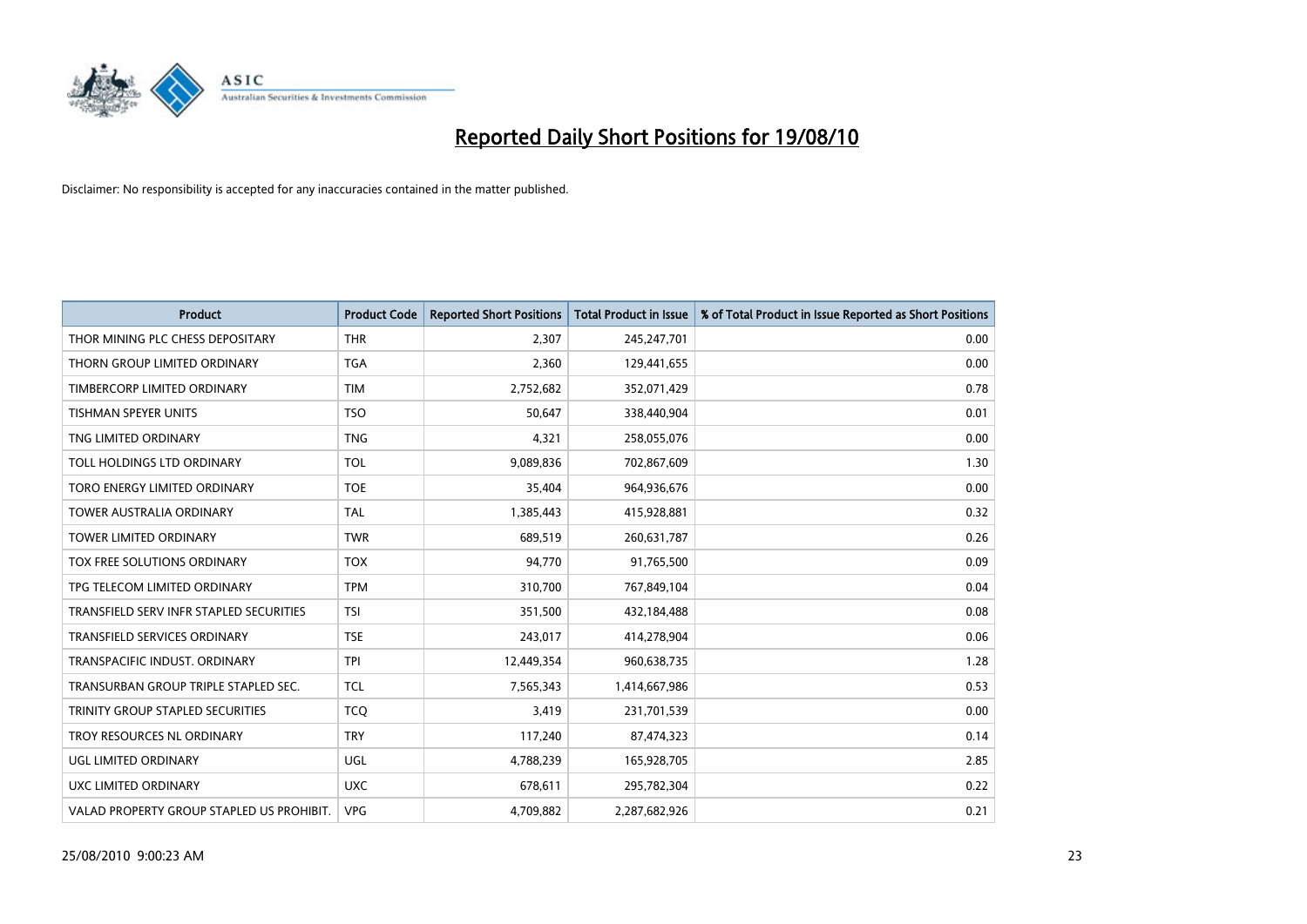# Reported Daily Short Positions for 19/08/10

Disclaimer: No responsibility is accepted for any inaccuracies contained in the matter published.

| Product | Product Code | Reported Short Positions | Total Product in Issue | % of Total Product in Issue Reported as Short Positions |
|---|---|---|---|---|
| THOR MINING PLC CHESS DEPOSITARY | THR | 2,307 | 245,247,701 | 0.00 |
| THORN GROUP LIMITED ORDINARY | TGA | 2,360 | 129,441,655 | 0.00 |
| TIMBERCORP LIMITED ORDINARY | TIM | 2,752,682 | 352,071,429 | 0.78 |
| TISHMAN SPEYER UNITS | TSO | 50,647 | 338,440,904 | 0.01 |
| TNG LIMITED ORDINARY | TNG | 4,321 | 258,055,076 | 0.00 |
| TOLL HOLDINGS LTD ORDINARY | TOL | 9,089,836 | 702,867,609 | 1.30 |
| TORO ENERGY LIMITED ORDINARY | TOE | 35,404 | 964,936,676 | 0.00 |
| TOWER AUSTRALIA ORDINARY | TAL | 1,385,443 | 415,928,881 | 0.32 |
| TOWER LIMITED ORDINARY | TWR | 689,519 | 260,631,787 | 0.26 |
| TOX FREE SOLUTIONS ORDINARY | TOX | 94,770 | 91,765,500 | 0.09 |
| TPG TELECOM LIMITED ORDINARY | TPM | 310,700 | 767,849,104 | 0.04 |
| TRANSFIELD SERV INFR STAPLED SECURITIES | TSI | 351,500 | 432,184,488 | 0.08 |
| TRANSFIELD SERVICES ORDINARY | TSE | 243,017 | 414,278,904 | 0.06 |
| TRANSPACIFIC INDUST. ORDINARY | TPI | 12,449,354 | 960,638,735 | 1.28 |
| TRANSURBAN GROUP TRIPLE STAPLED SEC. | TCL | 7,565,343 | 1,414,667,986 | 0.53 |
| TRINITY GROUP STAPLED SECURITIES | TCQ | 3,419 | 231,701,539 | 0.00 |
| TROY RESOURCES NL ORDINARY | TRY | 117,240 | 87,474,323 | 0.14 |
| UGL LIMITED ORDINARY | UGL | 4,788,239 | 165,928,705 | 2.85 |
| UXC LIMITED ORDINARY | UXC | 678,611 | 295,782,304 | 0.22 |
| VALAD PROPERTY GROUP STAPLED US PROHIBIT. | VPG | 4,709,882 | 2,287,682,926 | 0.21 |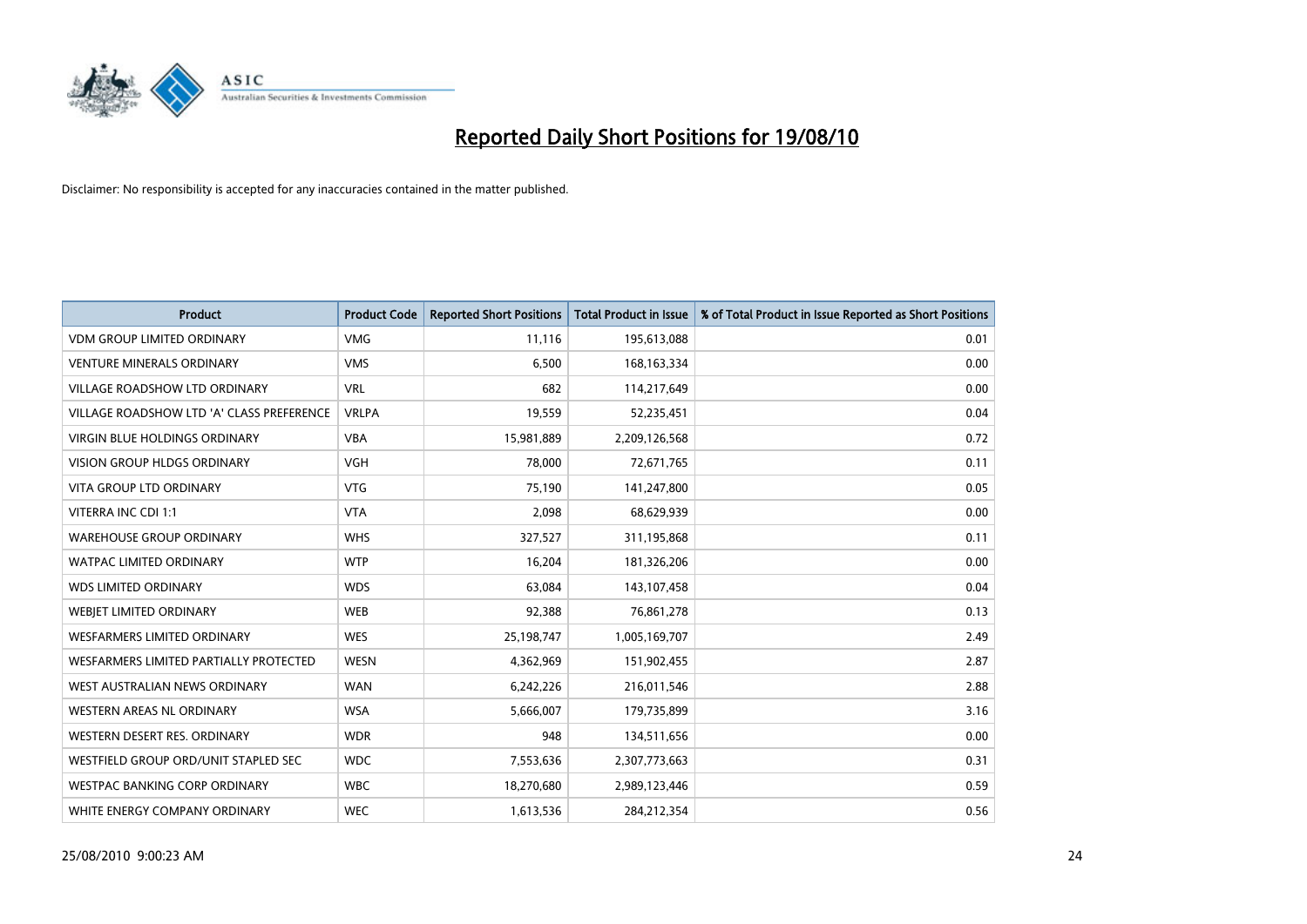# Reported Daily Short Positions for 19/08/10

Disclaimer: No responsibility is accepted for any inaccuracies contained in the matter published.

| Product | Product Code | Reported Short Positions | Total Product in Issue | % of Total Product in Issue Reported as Short Positions |
|---|---|---|---|---|
| VDM GROUP LIMITED ORDINARY | VMG | 11,116 | 195,613,088 | 0.01 |
| VENTURE MINERALS ORDINARY | VMS | 6,500 | 168,163,334 | 0.00 |
| VILLAGE ROADSHOW LTD ORDINARY | VRL | 682 | 114,217,649 | 0.00 |
| VILLAGE ROADSHOW LTD 'A' CLASS PREFERENCE | VRLPA | 19,559 | 52,235,451 | 0.04 |
| VIRGIN BLUE HOLDINGS ORDINARY | VBA | 15,981,889 | 2,209,126,568 | 0.72 |
| VISION GROUP HLDGS ORDINARY | VGH | 78,000 | 72,671,765 | 0.11 |
| VITA GROUP LTD ORDINARY | VTG | 75,190 | 141,247,800 | 0.05 |
| VITERRA INC CDI 1:1 | VTA | 2,098 | 68,629,939 | 0.00 |
| WAREHOUSE GROUP ORDINARY | WHS | 327,527 | 311,195,868 | 0.11 |
| WATPAC LIMITED ORDINARY | WTP | 16,204 | 181,326,206 | 0.00 |
| WDS LIMITED ORDINARY | WDS | 63,084 | 143,107,458 | 0.04 |
| WEBJET LIMITED ORDINARY | WEB | 92,388 | 76,861,278 | 0.13 |
| WESFARMERS LIMITED ORDINARY | WES | 25,198,747 | 1,005,169,707 | 2.49 |
| WESFARMERS LIMITED PARTIALLY PROTECTED | WESN | 4,362,969 | 151,902,455 | 2.87 |
| WEST AUSTRALIAN NEWS ORDINARY | WAN | 6,242,226 | 216,011,546 | 2.88 |
| WESTERN AREAS NL ORDINARY | WSA | 5,666,007 | 179,735,899 | 3.16 |
| WESTERN DESERT RES. ORDINARY | WDR | 948 | 134,511,656 | 0.00 |
| WESTFIELD GROUP ORD/UNIT STAPLED SEC | WDC | 7,553,636 | 2,307,773,663 | 0.31 |
| WESTPAC BANKING CORP ORDINARY | WBC | 18,270,680 | 2,989,123,446 | 0.59 |
| WHITE ENERGY COMPANY ORDINARY | WEC | 1,613,536 | 284,212,354 | 0.56 |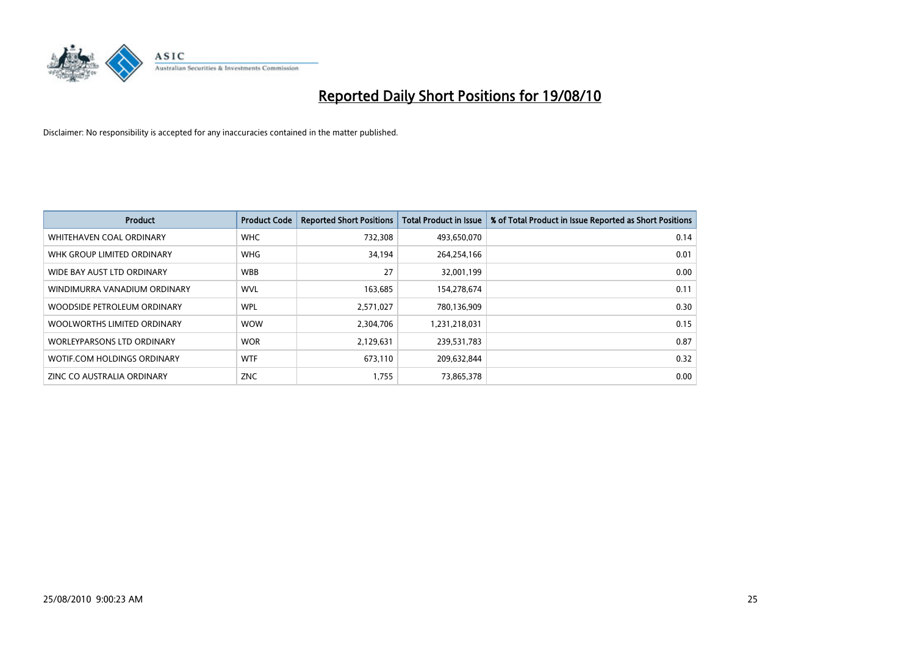# Reported Daily Short Positions for 19/08/10

Disclaimer: No responsibility is accepted for any inaccuracies contained in the matter published.

| Product | Product Code | Reported Short Positions | Total Product in Issue | % of Total Product in Issue Reported as Short Positions |
|---|---|---|---|---|
| WHITEHAVEN COAL ORDINARY | WHC | 732,308 | 493,650,070 | 0.14 |
| WHK GROUP LIMITED ORDINARY | WHG | 34,194 | 264,254,166 | 0.01 |
| WIDE BAY AUST LTD ORDINARY | WBB | 27 | 32,001,199 | 0.00 |
| WINDIMURRA VANADIUM ORDINARY | WVL | 163,685 | 154,278,674 | 0.11 |
| WOODSIDE PETROLEUM ORDINARY | WPL | 2,571,027 | 780,136,909 | 0.30 |
| WOOLWORTHS LIMITED ORDINARY | WOW | 2,304,706 | 1,231,218,031 | 0.15 |
| WORLEYPARSONS LTD ORDINARY | WOR | 2,129,631 | 239,531,783 | 0.87 |
| WOTIF.COM HOLDINGS ORDINARY | WTF | 673,110 | 209,632,844 | 0.32 |
| ZINC CO AUSTRALIA ORDINARY | ZNC | 1,755 | 73,865,378 | 0.00 |

25/08/2010 9:00:23 AM